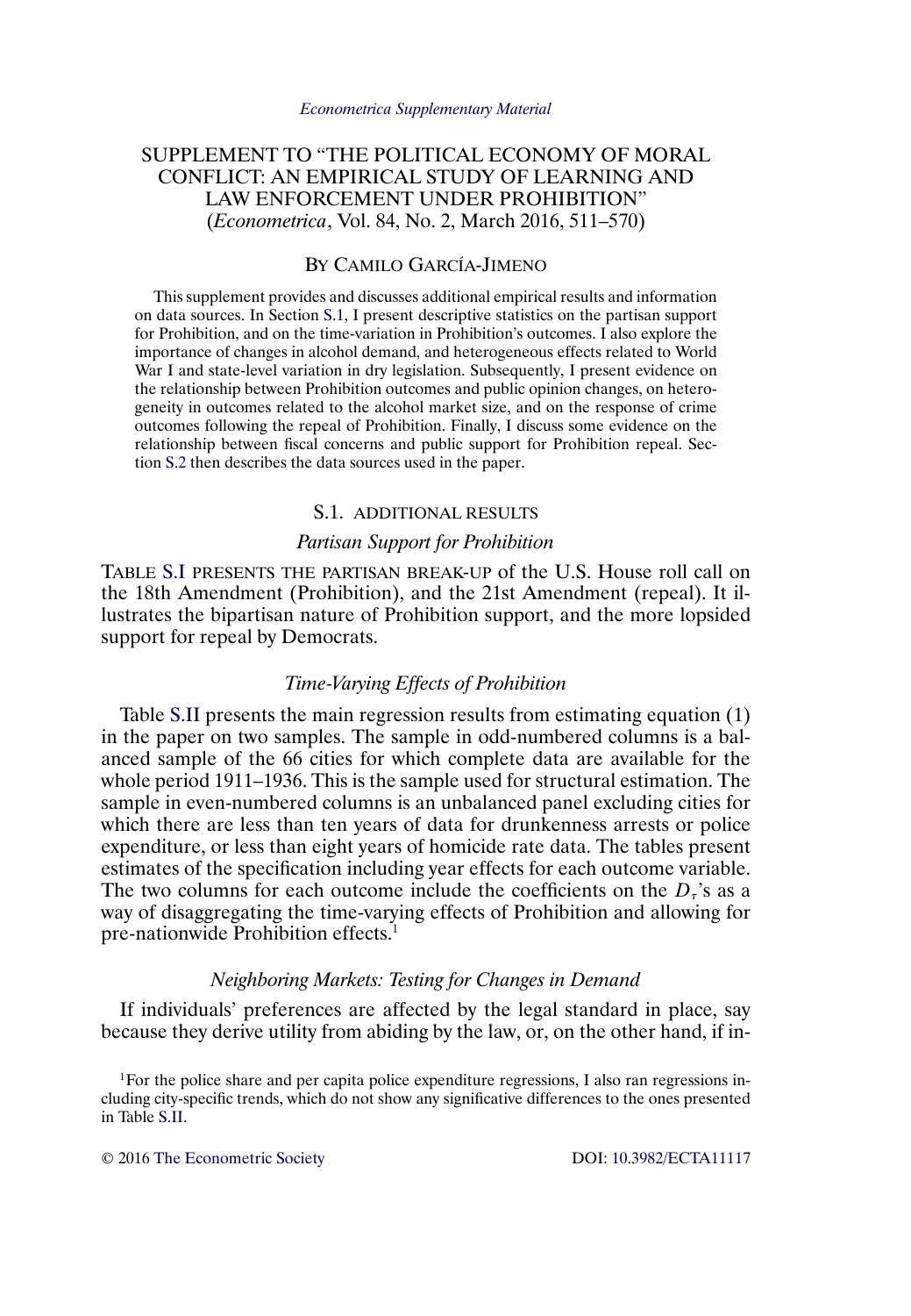*Econometrica Supplementary Material*

# SUPPLEMENT TO "THE POLITICAL ECONOMY OF MORAL CONFLICT: AN EMPIRICAL STUDY OF LEARNING AND LAW ENFORCEMENT UNDER PROHIBITION" (*Econometrica*, Vol. 84, No. 2, March 2016, 511–570)

BY CAMILO GARCÍA-JIMENO

This supplement provides and discusses additional empirical results and information on data sources. In Section S.1, I present descriptive statistics on the partisan support for Prohibition, and on the time-variation in Prohibition's outcomes. I also explore the importance of changes in alcohol demand, and heterogeneous effects related to World War I and state-level variation in dry legislation. Subsequently, I present evidence on the relationship between Prohibition outcomes and public opinion changes, on heterogeneity in outcomes related to the alcohol market size, and on the response of crime outcomes following the repeal of Prohibition. Finally, I discuss some evidence on the relationship between fiscal concerns and public support for Prohibition repeal. Section S.2 then describes the data sources used in the paper.

## S.1. ADDITIONAL RESULTS

### *Partisan Support for Prohibition*

TABLE S.I PRESENTS THE PARTISAN BREAK-UP of the U.S. House roll call on the 18th Amendment (Prohibition), and the 21st Amendment (repeal). It illustrates the bipartisan nature of Prohibition support, and the more lopsided support for repeal by Democrats.

### *Time-Varying Effects of Prohibition*

Table S.II presents the main regression results from estimating equation (1) in the paper on two samples. The sample in odd-numbered columns is a balanced sample of the 66 cities for which complete data are available for the whole period 1911–1936. This is the sample used for structural estimation. The sample in even-numbered columns is an unbalanced panel excluding cities for which there are less than ten years of data for drunkenness arrests or police expenditure, or less than eight years of homicide rate data. The tables present estimates of the specification including year effects for each outcome variable. The two columns for each outcome include the coefficients on the $D_\tau$'s as a way of disaggregating the time-varying effects of Prohibition and allowing for pre-nationwide Prohibition effects.[1]

### *Neighboring Markets: Testing for Changes in Demand*

If individuals' preferences are affected by the legal standard in place, say because they derive utility from abiding by the law, or, on the other hand, if in-

[1]For the police share and per capita police expenditure regressions, I also ran regressions including city-specific trends, which do not show any significative differences to the ones presented in Table S.II.

© 2016 The Econometric Society DOI: 10.3982/ECTA11117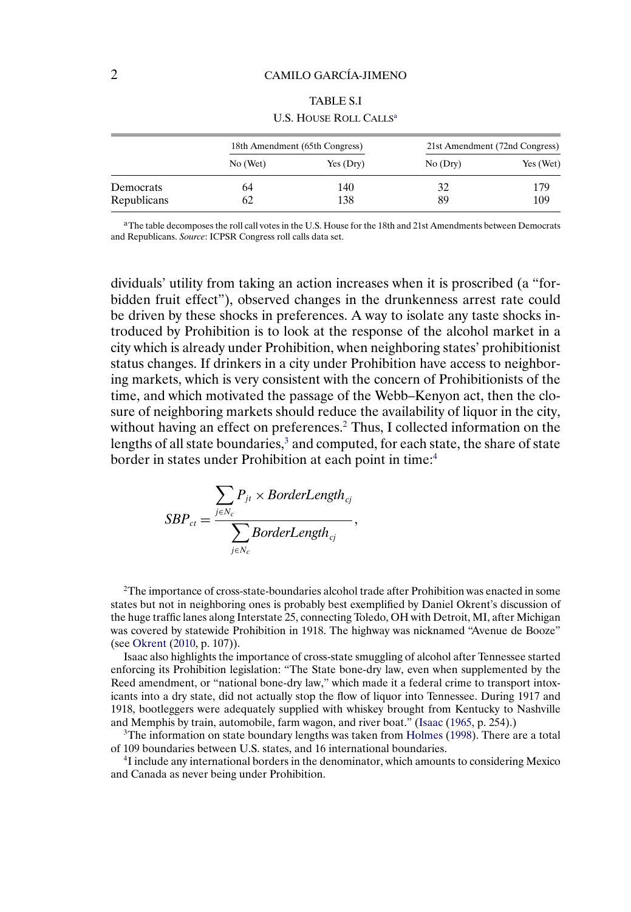TABLE S.I

U.S. House Roll Calls[a]

| | 18th Amendment (65th Congress) | | 21st Amendment (72nd Congress) | |
|---|---|---|---|---|
| | No (Wet) | Yes (Dry) | No (Dry) | Yes (Wet) |
| Democrats | 64 | 140 | 32 | 179 |
| Republicans | 62 | 138 | 89 | 109 |

[a]The table decomposes the roll call votes in the U.S. House for the 18th and 21st Amendments between Democrats and Republicans. *Source*: ICPSR Congress roll calls data set.

dividuals' utility from taking an action increases when it is proscribed (a "forbidden fruit effect"), observed changes in the drunkenness arrest rate could be driven by these shocks in preferences. A way to isolate any taste shocks introduced by Prohibition is to look at the response of the alcohol market in a city which is already under Prohibition, when neighboring states' prohibitionist status changes. If drinkers in a city under Prohibition have access to neighboring markets, which is very consistent with the concern of Prohibitionists of the time, and which motivated the passage of the Webb–Kenyon act, then the closure of neighboring markets should reduce the availability of liquor in the city, without having an effect on preferences.[2] Thus, I collected information on the lengths of all state boundaries,[3] and computed, for each state, the share of state border in states under Prohibition at each point in time:[4]

$$SBP_{ct} = \frac{\sum_{j \in N_c} P_{jt} \times BorderLength_{cj}}{\sum_{j \in N_c} BorderLength_{cj}},$$

[2]The importance of cross-state-boundaries alcohol trade after Prohibition was enacted in some states but not in neighboring ones is probably best exemplified by Daniel Okrent's discussion of the huge traffic lanes along Interstate 25, connecting Toledo, OH with Detroit, MI, after Michigan was covered by statewide Prohibition in 1918. The highway was nicknamed "Avenue de Booze" (see Okrent (2010, p. 107)).

Isaac also highlights the importance of cross-state smuggling of alcohol after Tennessee started enforcing its Prohibition legislation: "The State bone-dry law, even when supplemented by the Reed amendment, or "national bone-dry law," which made it a federal crime to transport intoxicants into a dry state, did not actually stop the flow of liquor into Tennessee. During 1917 and 1918, bootleggers were adequately supplied with whiskey brought from Kentucky to Nashville and Memphis by train, automobile, farm wagon, and river boat." (Isaac (1965, p. 254).)

[3]The information on state boundary lengths was taken from Holmes (1998). There are a total of 109 boundaries between U.S. states, and 16 international boundaries.

[4]I include any international borders in the denominator, which amounts to considering Mexico and Canada as never being under Prohibition.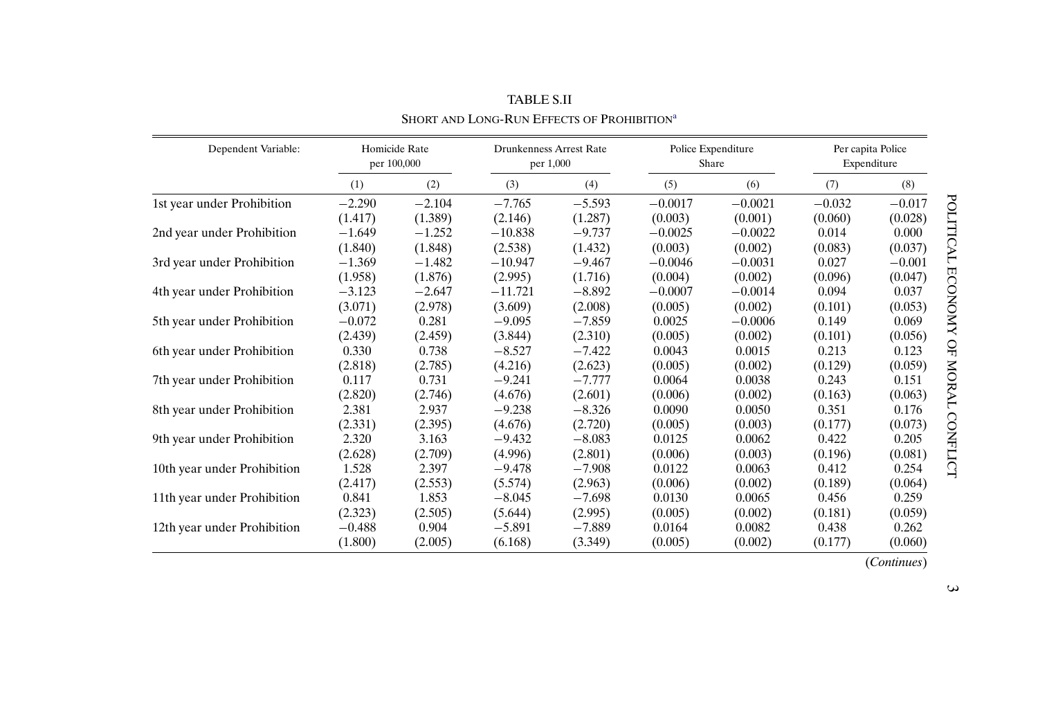TABLE S.II

SHORT AND LONG-RUN EFFECTS OF PROHIBITION[a]

| Dependent Variable: | Homicide Rate per 100,000 | | Drunkenness Arrest Rate per 1,000 | | Police Expenditure Share | | Per capita Police Expenditure | |
|---|---|---|---|---|---|---|---|---|
| | (1) | (2) | (3) | (4) | (5) | (6) | (7) | (8) |
| 1st year under Prohibition | −2.290 | −2.104 | −7.765 | −5.593 | −0.0017 | −0.0021 | −0.032 | −0.017 |
| | (1.417) | (1.389) | (2.146) | (1.287) | (0.003) | (0.001) | (0.060) | (0.028) |
| 2nd year under Prohibition | −1.649 | −1.252 | −10.838 | −9.737 | −0.0025 | −0.0022 | 0.014 | 0.000 |
| | (1.840) | (1.848) | (2.538) | (1.432) | (0.003) | (0.002) | (0.083) | (0.037) |
| 3rd year under Prohibition | −1.369 | −1.482 | −10.947 | −9.467 | −0.0046 | −0.0031 | 0.027 | −0.001 |
| | (1.958) | (1.876) | (2.995) | (1.716) | (0.004) | (0.002) | (0.096) | (0.047) |
| 4th year under Prohibition | −3.123 | −2.647 | −11.721 | −8.892 | −0.0007 | −0.0014 | 0.094 | 0.037 |
| | (3.071) | (2.978) | (3.609) | (2.008) | (0.005) | (0.002) | (0.101) | (0.053) |
| 5th year under Prohibition | −0.072 | 0.281 | −9.095 | −7.859 | 0.0025 | −0.0006 | 0.149 | 0.069 |
| | (2.439) | (2.459) | (3.844) | (2.310) | (0.005) | (0.002) | (0.101) | (0.056) |
| 6th year under Prohibition | 0.330 | 0.738 | −8.527 | −7.422 | 0.0043 | 0.0015 | 0.213 | 0.123 |
| | (2.818) | (2.785) | (4.216) | (2.623) | (0.005) | (0.002) | (0.129) | (0.059) |
| 7th year under Prohibition | 0.117 | 0.731 | −9.241 | −7.777 | 0.0064 | 0.0038 | 0.243 | 0.151 |
| | (2.820) | (2.746) | (4.676) | (2.601) | (0.006) | (0.002) | (0.163) | (0.063) |
| 8th year under Prohibition | 2.381 | 2.937 | −9.238 | −8.326 | 0.0090 | 0.0050 | 0.351 | 0.176 |
| | (2.331) | (2.395) | (4.676) | (2.720) | (0.005) | (0.003) | (0.177) | (0.073) |
| 9th year under Prohibition | 2.320 | 3.163 | −9.432 | −8.083 | 0.0125 | 0.0062 | 0.422 | 0.205 |
| | (2.628) | (2.709) | (4.996) | (2.801) | (0.006) | (0.003) | (0.196) | (0.081) |
| 10th year under Prohibition | 1.528 | 2.397 | −9.478 | −7.908 | 0.0122 | 0.0063 | 0.412 | 0.254 |
| | (2.417) | (2.553) | (5.574) | (2.963) | (0.006) | (0.002) | (0.189) | (0.064) |
| 11th year under Prohibition | 0.841 | 1.853 | −8.045 | −7.698 | 0.0130 | 0.0065 | 0.456 | 0.259 |
| | (2.323) | (2.505) | (5.644) | (2.995) | (0.005) | (0.002) | (0.181) | (0.059) |
| 12th year under Prohibition | −0.488 | 0.904 | −5.891 | −7.889 | 0.0164 | 0.0082 | 0.438 | 0.262 |
| | (1.800) | (2.005) | (6.168) | (3.349) | (0.005) | (0.002) | (0.177) | (0.060) |

(*Continues*)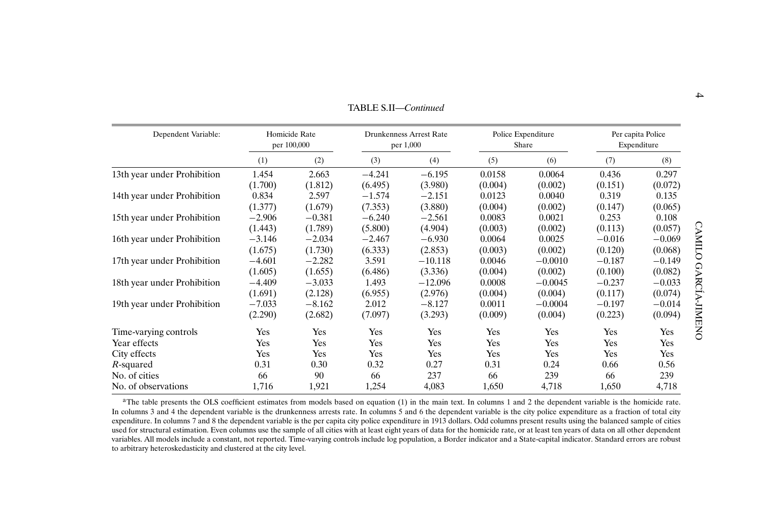TABLE S.II—*Continued*

| Dependent Variable: | Homicide Rate per 100,000 | | Drunkenness Arrest Rate per 1,000 | | Police Expenditure Share | | Per capita Police Expenditure | |
|---|---|---|---|---|---|---|---|---|
| | (1) | (2) | (3) | (4) | (5) | (6) | (7) | (8) |
| 13th year under Prohibition | 1.454 | 2.663 | −4.241 | −6.195 | 0.0158 | 0.0064 | 0.436 | 0.297 |
| | (1.700) | (1.812) | (6.495) | (3.980) | (0.004) | (0.002) | (0.151) | (0.072) |
| 14th year under Prohibition | 0.834 | 2.597 | −1.574 | −2.151 | 0.0123 | 0.0040 | 0.319 | 0.135 |
| | (1.377) | (1.679) | (7.353) | (3.880) | (0.004) | (0.002) | (0.147) | (0.065) |
| 15th year under Prohibition | −2.906 | −0.381 | −6.240 | −2.561 | 0.0083 | 0.0021 | 0.253 | 0.108 |
| | (1.443) | (1.789) | (5.800) | (4.904) | (0.003) | (0.002) | (0.113) | (0.057) |
| 16th year under Prohibition | −3.146 | −2.034 | −2.467 | −6.930 | 0.0064 | 0.0025 | −0.016 | −0.069 |
| | (1.675) | (1.730) | (6.333) | (2.853) | (0.003) | (0.002) | (0.120) | (0.068) |
| 17th year under Prohibition | −4.601 | −2.282 | 3.591 | −10.118 | 0.0046 | −0.0010 | −0.187 | −0.149 |
| | (1.605) | (1.655) | (6.486) | (3.336) | (0.004) | (0.002) | (0.100) | (0.082) |
| 18th year under Prohibition | −4.409 | −3.033 | 1.493 | −12.096 | 0.0008 | −0.0045 | −0.237 | −0.033 |
| | (1.691) | (2.128) | (6.955) | (2.976) | (0.004) | (0.004) | (0.117) | (0.074) |
| 19th year under Prohibition | −7.033 | −8.162 | 2.012 | −8.127 | 0.0011 | −0.0004 | −0.197 | −0.014 |
| | (2.290) | (2.682) | (7.097) | (3.293) | (0.009) | (0.004) | (0.223) | (0.094) |
| Time-varying controls | Yes | Yes | Yes | Yes | Yes | Yes | Yes | Yes |
| Year effects | Yes | Yes | Yes | Yes | Yes | Yes | Yes | Yes |
| City effects | Yes | Yes | Yes | Yes | Yes | Yes | Yes | Yes |
| $R$-squared | 0.31 | 0.30 | 0.32 | 0.27 | 0.31 | 0.24 | 0.66 | 0.56 |
| No. of cities | 66 | 90 | 66 | 237 | 66 | 239 | 66 | 239 |
| No. of observations | 1,716 | 1,921 | 1,254 | 4,083 | 1,650 | 4,718 | 1,650 | 4,718 |

[a]The table presents the OLS coefficient estimates from models based on equation (1) in the main text. In columns 1 and 2 the dependent variable is the homicide rate. In columns 3 and 4 the dependent variable is the drunkenness arrests rate. In columns 5 and 6 the dependent variable is the city police expenditure as a fraction of total city expenditure. In columns 7 and 8 the dependent variable is the per capita city police expenditure in 1913 dollars. Odd columns present results using the balanced sample of cities used for structural estimation. Even columns use the sample of all cities with at least eight years of data for the homicide rate, or at least ten years of data on all other dependent variables. All models include a constant, not reported. Time-varying controls include log population, a Border indicator and a State-capital indicator. Standard errors are robust to arbitrary heteroskedasticity and clustered at the city level.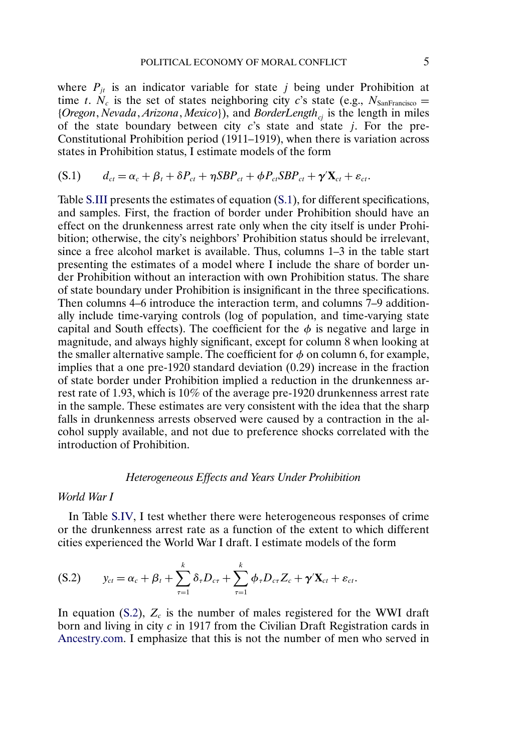where $P_{jt}$ is an indicator variable for state $j$ being under Prohibition at time $t$. $N_c$ is the set of states neighboring city $c$'s state (e.g., $N_{\text{SanFrancisco}} = \{Oregon, Nevada, Arizona, Mexico\}$), and $BorderLength_{cj}$ is the length in miles of the state boundary between city $c$'s state and state $j$. For the pre-Constitutional Prohibition period (1911–1919), when there is variation across states in Prohibition status, I estimate models of the form

$$d_{ct} = \alpha_c + \beta_t + \delta P_{ct} + \eta SBP_{ct} + \phi P_{ct} SBP_{ct} + \boldsymbol{\gamma}' \mathbf{X}_{ct} + \varepsilon_{ct}. \tag{S.1}$$

Table S.III presents the estimates of equation (S.1), for different specifications, and samples. First, the fraction of border under Prohibition should have an effect on the drunkenness arrest rate only when the city itself is under Prohibition; otherwise, the city's neighbors' Prohibition status should be irrelevant, since a free alcohol market is available. Thus, columns 1–3 in the table start presenting the estimates of a model where I include the share of border under Prohibition without an interaction with own Prohibition status. The share of state boundary under Prohibition is insignificant in the three specifications. Then columns 4–6 introduce the interaction term, and columns 7–9 additionally include time-varying controls (log of population, and time-varying state capital and South effects). The coefficient for the $\phi$ is negative and large in magnitude, and always highly significant, except for column 8 when looking at the smaller alternative sample. The coefficient for $\phi$ on column 6, for example, implies that a one pre-1920 standard deviation (0.29) increase in the fraction of state border under Prohibition implied a reduction in the drunkenness arrest rate of 1.93, which is 10% of the average pre-1920 drunkenness arrest rate in the sample. These estimates are very consistent with the idea that the sharp falls in drunkenness arrests observed were caused by a contraction in the alcohol supply available, and not due to preference shocks correlated with the introduction of Prohibition.

### *Heterogeneous Effects and Years Under Prohibition*

#### *World War I*

In Table S.IV, I test whether there were heterogeneous responses of crime or the drunkenness arrest rate as a function of the extent to which different cities experienced the World War I draft. I estimate models of the form

$$y_{ct} = \alpha_c + \beta_t + \sum_{\tau=1}^{k} \delta_\tau D_{c\tau} + \sum_{\tau=1}^{k} \phi_\tau D_{c\tau} Z_c + \boldsymbol{\gamma}' \mathbf{X}_{ct} + \varepsilon_{ct}. \tag{S.2}$$

In equation (S.2), $Z_c$ is the number of males registered for the WWI draft born and living in city $c$ in 1917 from the Civilian Draft Registration cards in Ancestry.com. I emphasize that this is not the number of men who served in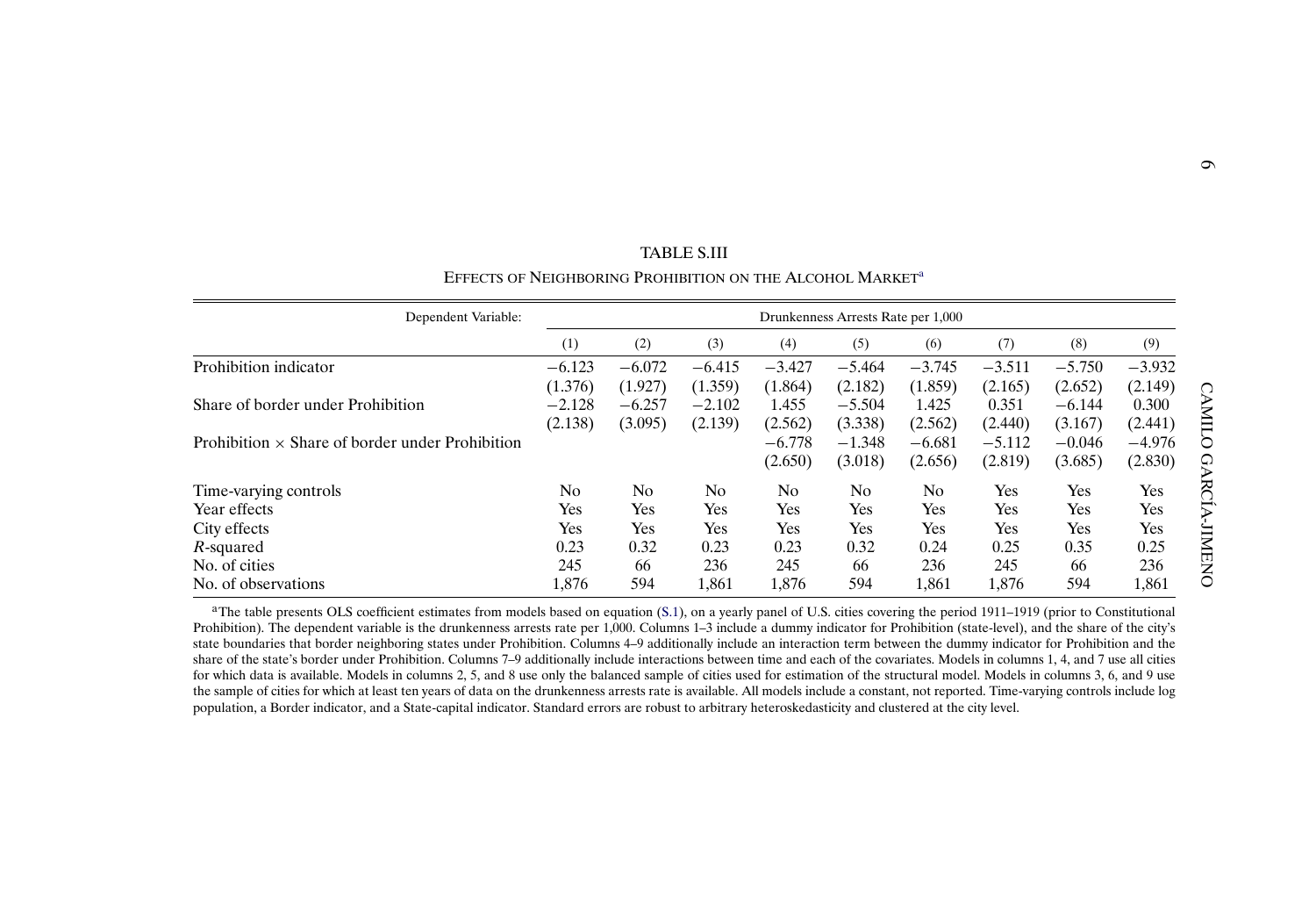TABLE S.III

EFFECTS OF NEIGHBORING PROHIBITION ON THE ALCOHOL MARKET[a]

| Dependent Variable: | Drunkenness Arrests Rate per 1,000 | | | | | | | | |
|---|---|---|---|---|---|---|---|---|---|
| | (1) | (2) | (3) | (4) | (5) | (6) | (7) | (8) | (9) |
| Prohibition indicator | −6.123 | −6.072 | −6.415 | −3.427 | −5.464 | −3.745 | −3.511 | −5.750 | −3.932 |
| | (1.376) | (1.927) | (1.359) | (1.864) | (2.182) | (1.859) | (2.165) | (2.652) | (2.149) |
| Share of border under Prohibition | −2.128 | −6.257 | −2.102 | 1.455 | −5.504 | 1.425 | 0.351 | −6.144 | 0.300 |
| | (2.138) | (3.095) | (2.139) | (2.562) | (3.338) | (2.562) | (2.440) | (3.167) | (2.441) |
| Prohibition × Share of border under Prohibition | | | | −6.778 | −1.348 | −6.681 | −5.112 | −0.046 | −4.976 |
| | | | | (2.650) | (3.018) | (2.656) | (2.819) | (3.685) | (2.830) |
| Time-varying controls | No | No | No | No | No | No | Yes | Yes | Yes |
| Year effects | Yes | Yes | Yes | Yes | Yes | Yes | Yes | Yes | Yes |
| City effects | Yes | Yes | Yes | Yes | Yes | Yes | Yes | Yes | Yes |
| $R$-squared | 0.23 | 0.32 | 0.23 | 0.23 | 0.32 | 0.24 | 0.25 | 0.35 | 0.25 |
| No. of cities | 245 | 66 | 236 | 245 | 66 | 236 | 245 | 66 | 236 |
| No. of observations | 1,876 | 594 | 1,861 | 1,876 | 594 | 1,861 | 1,876 | 594 | 1,861 |

[a]The table presents OLS coefficient estimates from models based on equation (S.1), on a yearly panel of U.S. cities covering the period 1911–1919 (prior to Constitutional Prohibition). The dependent variable is the drunkenness arrests rate per 1,000. Columns 1–3 include a dummy indicator for Prohibition (state-level), and the share of the city's state boundaries that border neighboring states under Prohibition. Columns 4–9 additionally include an interaction term between the dummy indicator for Prohibition and the share of the state's border under Prohibition. Columns 7–9 additionally include interactions between time and each of the covariates. Models in columns 1, 4, and 7 use all cities for which data is available. Models in columns 2, 5, and 8 use only the balanced sample of cities used for estimation of the structural model. Models in columns 3, 6, and 9 use the sample of cities for which at least ten years of data on the drunkenness arrests rate is available. All models include a constant, not reported. Time-varying controls include log population, a Border indicator, and a State-capital indicator. Standard errors are robust to arbitrary heteroskedasticity and clustered at the city level.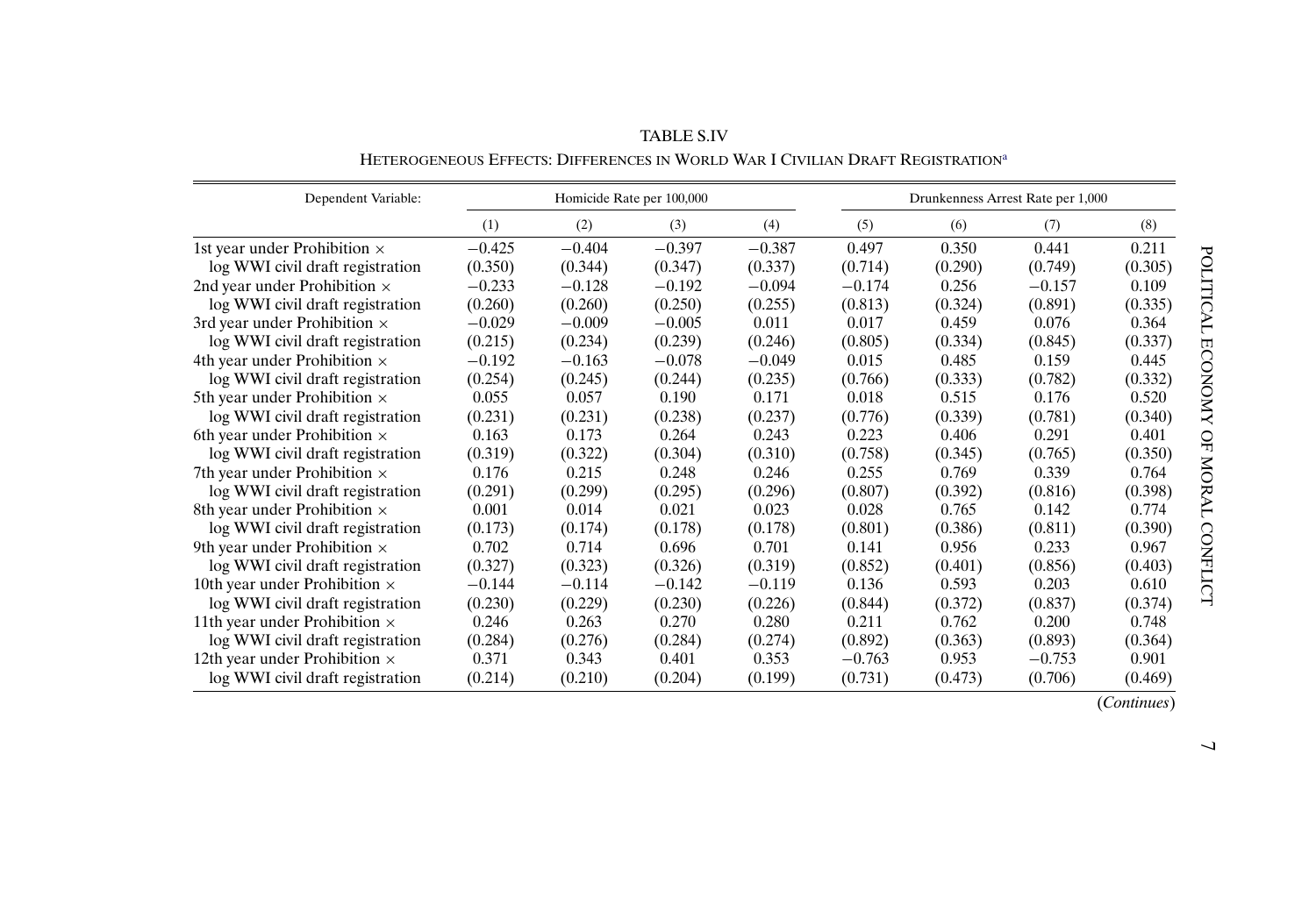TABLE S.IV

HETEROGENEOUS EFFECTS: DIFFERENCES IN WORLD WAR I CIVILIAN DRAFT REGISTRATION[a]

| Dependent Variable: | Homicide Rate per 100,000 | | | | Drunkenness Arrest Rate per 1,000 | | | |
|---|---|---|---|---|---|---|---|---|
| | (1) | (2) | (3) | (4) | (5) | (6) | (7) | (8) |
| 1st year under Prohibition × | −0.425 | −0.404 | −0.397 | −0.387 | 0.497 | 0.350 | 0.441 | 0.211 |
| log WWI civil draft registration | (0.350) | (0.344) | (0.347) | (0.337) | (0.714) | (0.290) | (0.749) | (0.305) |
| 2nd year under Prohibition × | −0.233 | −0.128 | −0.192 | −0.094 | −0.174 | 0.256 | −0.157 | 0.109 |
| log WWI civil draft registration | (0.260) | (0.260) | (0.250) | (0.255) | (0.813) | (0.324) | (0.891) | (0.335) |
| 3rd year under Prohibition × | −0.029 | −0.009 | −0.005 | 0.011 | 0.017 | 0.459 | 0.076 | 0.364 |
| log WWI civil draft registration | (0.215) | (0.234) | (0.239) | (0.246) | (0.805) | (0.334) | (0.845) | (0.337) |
| 4th year under Prohibition × | −0.192 | −0.163 | −0.078 | −0.049 | 0.015 | 0.485 | 0.159 | 0.445 |
| log WWI civil draft registration | (0.254) | (0.245) | (0.244) | (0.235) | (0.766) | (0.333) | (0.782) | (0.332) |
| 5th year under Prohibition × | 0.055 | 0.057 | 0.190 | 0.171 | 0.018 | 0.515 | 0.176 | 0.520 |
| log WWI civil draft registration | (0.231) | (0.231) | (0.238) | (0.237) | (0.776) | (0.339) | (0.781) | (0.340) |
| 6th year under Prohibition × | 0.163 | 0.173 | 0.264 | 0.243 | 0.223 | 0.406 | 0.291 | 0.401 |
| log WWI civil draft registration | (0.319) | (0.322) | (0.304) | (0.310) | (0.758) | (0.345) | (0.765) | (0.350) |
| 7th year under Prohibition × | 0.176 | 0.215 | 0.248 | 0.246 | 0.255 | 0.769 | 0.339 | 0.764 |
| log WWI civil draft registration | (0.291) | (0.299) | (0.295) | (0.296) | (0.807) | (0.392) | (0.816) | (0.398) |
| 8th year under Prohibition × | 0.001 | 0.014 | 0.021 | 0.023 | 0.028 | 0.765 | 0.142 | 0.774 |
| log WWI civil draft registration | (0.173) | (0.174) | (0.178) | (0.178) | (0.801) | (0.386) | (0.811) | (0.390) |
| 9th year under Prohibition × | 0.702 | 0.714 | 0.696 | 0.701 | 0.141 | 0.956 | 0.233 | 0.967 |
| log WWI civil draft registration | (0.327) | (0.323) | (0.326) | (0.319) | (0.852) | (0.401) | (0.856) | (0.403) |
| 10th year under Prohibition × | −0.144 | −0.114 | −0.142 | −0.119 | 0.136 | 0.593 | 0.203 | 0.610 |
| log WWI civil draft registration | (0.230) | (0.229) | (0.230) | (0.226) | (0.844) | (0.372) | (0.837) | (0.374) |
| 11th year under Prohibition × | 0.246 | 0.263 | 0.270 | 0.280 | 0.211 | 0.762 | 0.200 | 0.748 |
| log WWI civil draft registration | (0.284) | (0.276) | (0.284) | (0.274) | (0.892) | (0.363) | (0.893) | (0.364) |
| 12th year under Prohibition × | 0.371 | 0.343 | 0.401 | 0.353 | −0.763 | 0.953 | −0.753 | 0.901 |
| log WWI civil draft registration | (0.214) | (0.210) | (0.204) | (0.199) | (0.731) | (0.473) | (0.706) | (0.469) |

(*Continues*)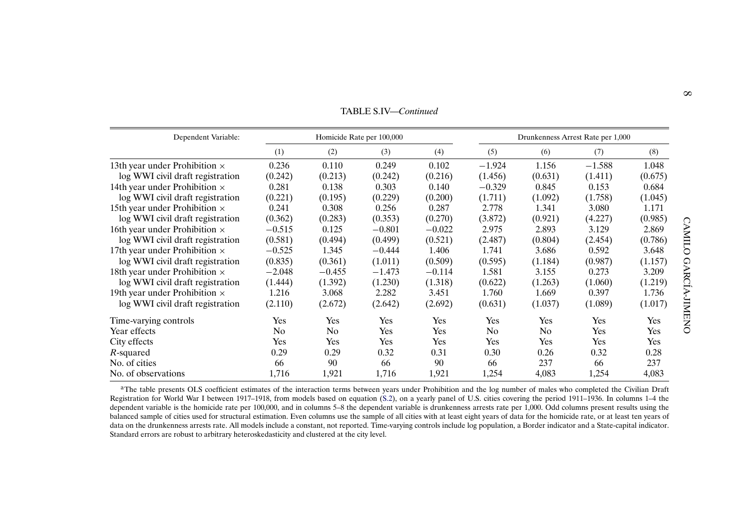TABLE S.IV—*Continued*

| Dependent Variable: | Homicide Rate per 100,000 | | | | Drunkenness Arrest Rate per 1,000 | | | |
|---|---|---|---|---|---|---|---|---|
| | (1) | (2) | (3) | (4) | (5) | (6) | (7) | (8) |
| 13th year under Prohibition × | 0.236 | 0.110 | 0.249 | 0.102 | −1.924 | 1.156 | −1.588 | 1.048 |
| log WWI civil draft registration | (0.242) | (0.213) | (0.242) | (0.216) | (1.456) | (0.631) | (1.411) | (0.675) |
| 14th year under Prohibition × | 0.281 | 0.138 | 0.303 | 0.140 | −0.329 | 0.845 | 0.153 | 0.684 |
| log WWI civil draft registration | (0.221) | (0.195) | (0.229) | (0.200) | (1.711) | (1.092) | (1.758) | (1.045) |
| 15th year under Prohibition × | 0.241 | 0.308 | 0.256 | 0.287 | 2.778 | 1.341 | 3.080 | 1.171 |
| log WWI civil draft registration | (0.362) | (0.283) | (0.353) | (0.270) | (3.872) | (0.921) | (4.227) | (0.985) |
| 16th year under Prohibition × | −0.515 | 0.125 | −0.801 | −0.022 | 2.975 | 2.893 | 3.129 | 2.869 |
| log WWI civil draft registration | (0.581) | (0.494) | (0.499) | (0.521) | (2.487) | (0.804) | (2.454) | (0.786) |
| 17th year under Prohibition × | −0.525 | 1.345 | −0.444 | 1.406 | 1.741 | 3.686 | 0.592 | 3.648 |
| log WWI civil draft registration | (0.835) | (0.361) | (1.011) | (0.509) | (0.595) | (1.184) | (0.987) | (1.157) |
| 18th year under Prohibition × | −2.048 | −0.455 | −1.473 | −0.114 | 1.581 | 3.155 | 0.273 | 3.209 |
| log WWI civil draft registration | (1.444) | (1.392) | (1.230) | (1.318) | (0.622) | (1.263) | (1.060) | (1.219) |
| 19th year under Prohibition × | 1.216 | 3.068 | 2.282 | 3.451 | 1.760 | 1.669 | 0.397 | 1.736 |
| log WWI civil draft registration | (2.110) | (2.672) | (2.642) | (2.692) | (0.631) | (1.037) | (1.089) | (1.017) |
| Time-varying controls | Yes | Yes | Yes | Yes | Yes | Yes | Yes | Yes |
| Year effects | No | No | Yes | Yes | No | No | Yes | Yes |
| City effects | Yes | Yes | Yes | Yes | Yes | Yes | Yes | Yes |
| $R$-squared | 0.29 | 0.29 | 0.32 | 0.31 | 0.30 | 0.26 | 0.32 | 0.28 |
| No. of cities | 66 | 90 | 66 | 90 | 66 | 237 | 66 | 237 |
| No. of observations | 1,716 | 1,921 | 1,716 | 1,921 | 1,254 | 4,083 | 1,254 | 4,083 |

[a]The table presents OLS coefficient estimates of the interaction terms between years under Prohibition and the log number of males who completed the Civilian Draft Registration for World War I between 1917–1918, from models based on equation (S.2), on a yearly panel of U.S. cities covering the period 1911–1936. In columns 1–4 the dependent variable is the homicide rate per 100,000, and in columns 5–8 the dependent variable is drunkenness arrests rate per 1,000. Odd columns present results using the balanced sample of cities used for structural estimation. Even columns use the sample of all cities with at least eight years of data for the homicide rate, or at least ten years of data on the drunkenness arrests rate. All models include a constant, not reported. Time-varying controls include log population, a Border indicator and a State-capital indicator. Standard errors are robust to arbitrary heteroskedasticity and clustered at the city level.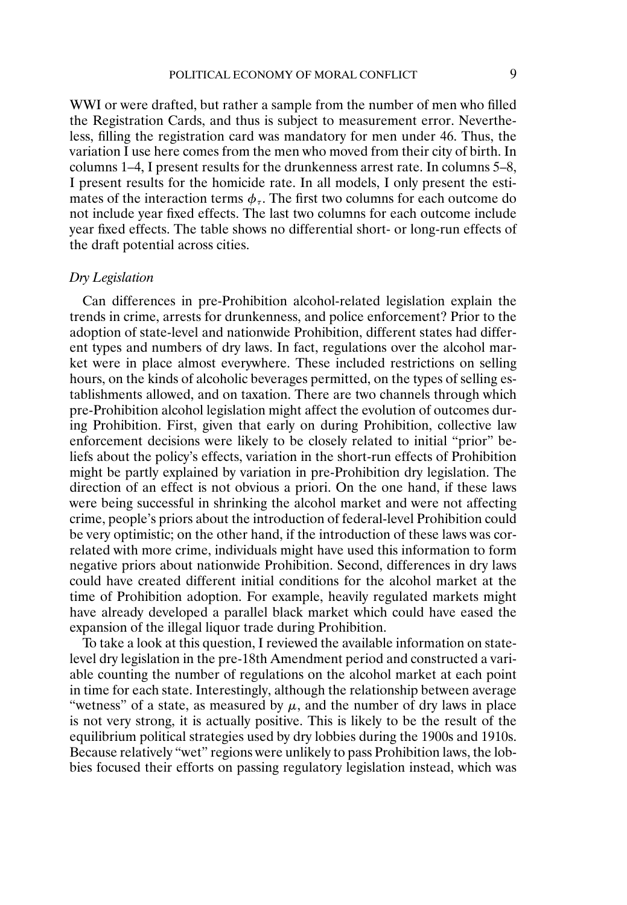WWI or were drafted, but rather a sample from the number of men who filled the Registration Cards, and thus is subject to measurement error. Nevertheless, filling the registration card was mandatory for men under 46. Thus, the variation I use here comes from the men who moved from their city of birth. In columns 1–4, I present results for the drunkenness arrest rate. In columns 5–8, I present results for the homicide rate. In all models, I only present the estimates of the interaction terms $\phi_\tau$. The first two columns for each outcome do not include year fixed effects. The last two columns for each outcome include year fixed effects. The table shows no differential short- or long-run effects of the draft potential across cities.

### *Dry Legislation*

Can differences in pre-Prohibition alcohol-related legislation explain the trends in crime, arrests for drunkenness, and police enforcement? Prior to the adoption of state-level and nationwide Prohibition, different states had different types and numbers of dry laws. In fact, regulations over the alcohol market were in place almost everywhere. These included restrictions on selling hours, on the kinds of alcoholic beverages permitted, on the types of selling establishments allowed, and on taxation. There are two channels through which pre-Prohibition alcohol legislation might affect the evolution of outcomes during Prohibition. First, given that early on during Prohibition, collective law enforcement decisions were likely to be closely related to initial "prior" beliefs about the policy's effects, variation in the short-run effects of Prohibition might be partly explained by variation in pre-Prohibition dry legislation. The direction of an effect is not obvious a priori. On the one hand, if these laws were being successful in shrinking the alcohol market and were not affecting crime, people's priors about the introduction of federal-level Prohibition could be very optimistic; on the other hand, if the introduction of these laws was correlated with more crime, individuals might have used this information to form negative priors about nationwide Prohibition. Second, differences in dry laws could have created different initial conditions for the alcohol market at the time of Prohibition adoption. For example, heavily regulated markets might have already developed a parallel black market which could have eased the expansion of the illegal liquor trade during Prohibition.

To take a look at this question, I reviewed the available information on state-level dry legislation in the pre-18th Amendment period and constructed a variable counting the number of regulations on the alcohol market at each point in time for each state. Interestingly, although the relationship between average "wetness" of a state, as measured by $\mu$, and the number of dry laws in place is not very strong, it is actually positive. This is likely to be the result of the equilibrium political strategies used by dry lobbies during the 1900s and 1910s. Because relatively "wet" regions were unlikely to pass Prohibition laws, the lobbies focused their efforts on passing regulatory legislation instead, which was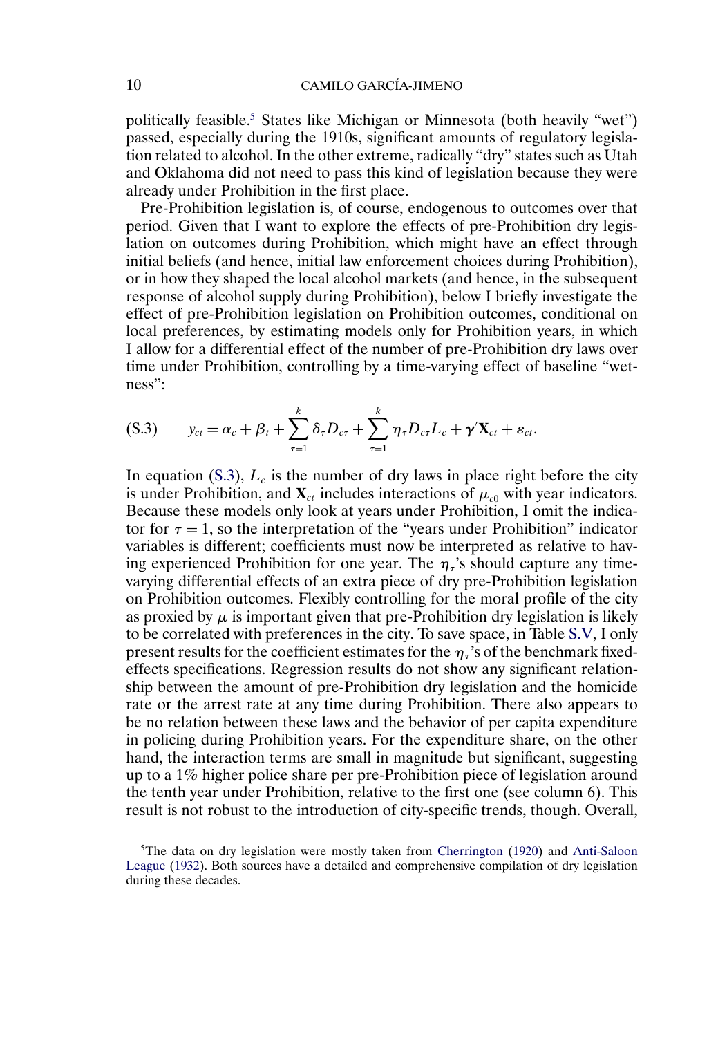politically feasible.[5] States like Michigan or Minnesota (both heavily "wet") passed, especially during the 1910s, significant amounts of regulatory legislation related to alcohol. In the other extreme, radically "dry" states such as Utah and Oklahoma did not need to pass this kind of legislation because they were already under Prohibition in the first place.

Pre-Prohibition legislation is, of course, endogenous to outcomes over that period. Given that I want to explore the effects of pre-Prohibition dry legislation on outcomes during Prohibition, which might have an effect through initial beliefs (and hence, initial law enforcement choices during Prohibition), or in how they shaped the local alcohol markets (and hence, in the subsequent response of alcohol supply during Prohibition), below I briefly investigate the effect of pre-Prohibition legislation on Prohibition outcomes, conditional on local preferences, by estimating models only for Prohibition years, in which I allow for a differential effect of the number of pre-Prohibition dry laws over time under Prohibition, controlling by a time-varying effect of baseline "wetness":

$$y_{ct} = \alpha_c + \beta_t + \sum_{\tau=1}^{k} \delta_\tau D_{c\tau} + \sum_{\tau=1}^{k} \eta_\tau D_{c\tau} L_c + \boldsymbol{\gamma}' \mathbf{X}_{ct} + \varepsilon_{ct}. \tag{S.3}$$

In equation (S.3), $L_c$ is the number of dry laws in place right before the city is under Prohibition, and $\mathbf{X}_{ct}$ includes interactions of $\overline{\mu}_{c0}$ with year indicators. Because these models only look at years under Prohibition, I omit the indicator for $\tau = 1$, so the interpretation of the "years under Prohibition" indicator variables is different; coefficients must now be interpreted as relative to having experienced Prohibition for one year. The $\eta_\tau$'s should capture any time-varying differential effects of an extra piece of dry pre-Prohibition legislation on Prohibition outcomes. Flexibly controlling for the moral profile of the city as proxied by $\mu$ is important given that pre-Prohibition dry legislation is likely to be correlated with preferences in the city. To save space, in Table S.V, I only present results for the coefficient estimates for the $\eta_\tau$'s of the benchmark fixed-effects specifications. Regression results do not show any significant relationship between the amount of pre-Prohibition dry legislation and the homicide rate or the arrest rate at any time during Prohibition. There also appears to be no relation between these laws and the behavior of per capita expenditure in policing during Prohibition years. For the expenditure share, on the other hand, the interaction terms are small in magnitude but significant, suggesting up to a 1% higher police share per pre-Prohibition piece of legislation around the tenth year under Prohibition, relative to the first one (see column 6). This result is not robust to the introduction of city-specific trends, though. Overall,

[5]The data on dry legislation were mostly taken from Cherrington (1920) and Anti-Saloon League (1932). Both sources have a detailed and comprehensive compilation of dry legislation during these decades.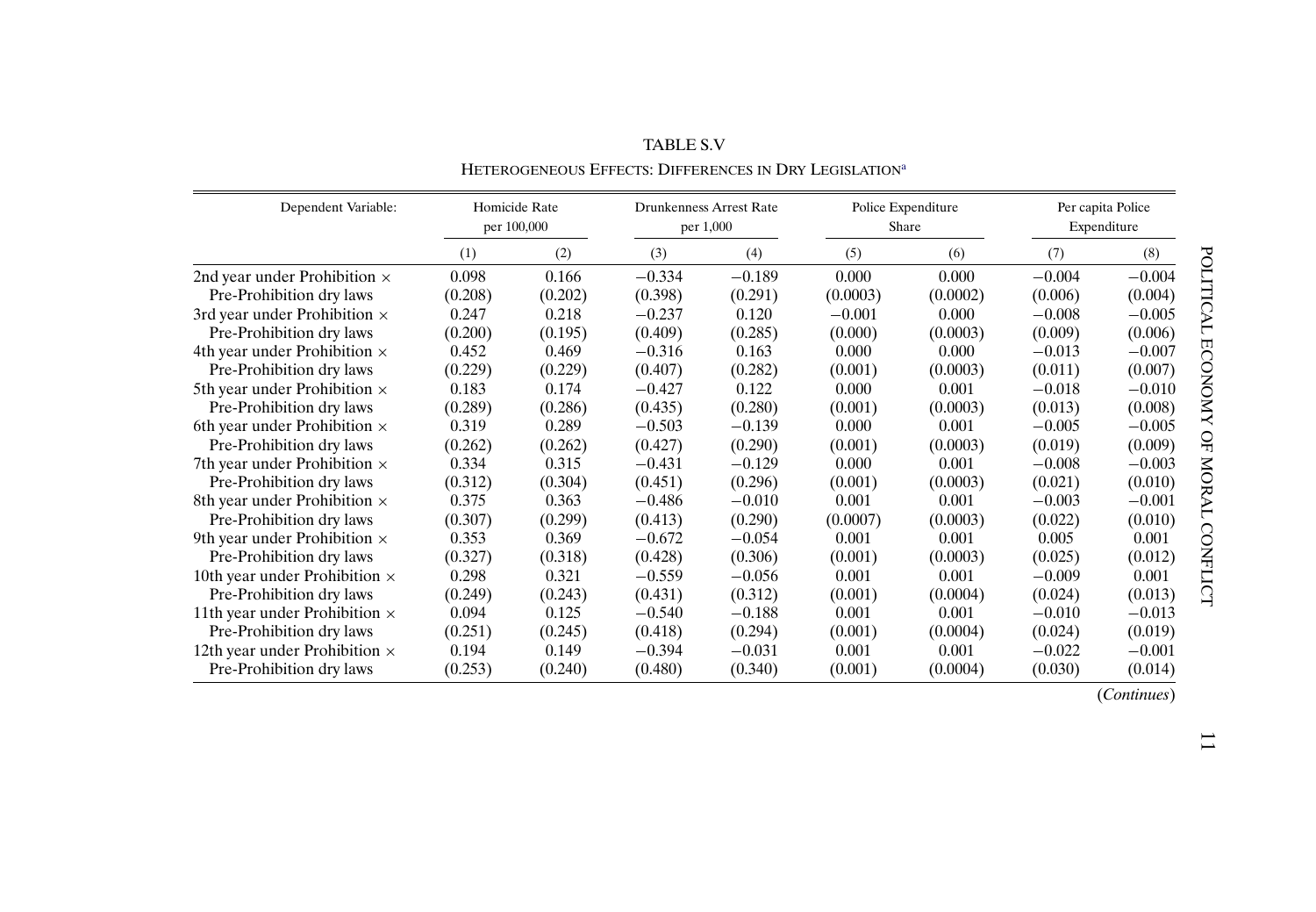TABLE S.V

HETEROGENEOUS EFFECTS: DIFFERENCES IN DRY LEGISLATION[a]

| Dependent Variable: | Homicide Rate per 100,000 | | Drunkenness Arrest Rate per 1,000 | | Police Expenditure Share | | Per capita Police Expenditure | |
|---|---|---|---|---|---|---|---|---|
| | (1) | (2) | (3) | (4) | (5) | (6) | (7) | (8) |
| 2nd year under Prohibition × | 0.098 | 0.166 | −0.334 | −0.189 | 0.000 | 0.000 | −0.004 | −0.004 |
| Pre-Prohibition dry laws | (0.208) | (0.202) | (0.398) | (0.291) | (0.0003) | (0.0002) | (0.006) | (0.004) |
| 3rd year under Prohibition × | 0.247 | 0.218 | −0.237 | 0.120 | −0.001 | 0.000 | −0.008 | −0.005 |
| Pre-Prohibition dry laws | (0.200) | (0.195) | (0.409) | (0.285) | (0.000) | (0.0003) | (0.009) | (0.006) |
| 4th year under Prohibition × | 0.452 | 0.469 | −0.316 | 0.163 | 0.000 | 0.000 | −0.013 | −0.007 |
| Pre-Prohibition dry laws | (0.229) | (0.229) | (0.407) | (0.282) | (0.001) | (0.0003) | (0.011) | (0.007) |
| 5th year under Prohibition × | 0.183 | 0.174 | −0.427 | 0.122 | 0.000 | 0.001 | −0.018 | −0.010 |
| Pre-Prohibition dry laws | (0.289) | (0.286) | (0.435) | (0.280) | (0.001) | (0.0003) | (0.013) | (0.008) |
| 6th year under Prohibition × | 0.319 | 0.289 | −0.503 | −0.139 | 0.000 | 0.001 | −0.005 | −0.005 |
| Pre-Prohibition dry laws | (0.262) | (0.262) | (0.427) | (0.290) | (0.001) | (0.0003) | (0.019) | (0.009) |
| 7th year under Prohibition × | 0.334 | 0.315 | −0.431 | −0.129 | 0.000 | 0.001 | −0.008 | −0.003 |
| Pre-Prohibition dry laws | (0.312) | (0.304) | (0.451) | (0.296) | (0.001) | (0.0003) | (0.021) | (0.010) |
| 8th year under Prohibition × | 0.375 | 0.363 | −0.486 | −0.010 | 0.001 | 0.001 | −0.003 | −0.001 |
| Pre-Prohibition dry laws | (0.307) | (0.299) | (0.413) | (0.290) | (0.0007) | (0.0003) | (0.022) | (0.010) |
| 9th year under Prohibition × | 0.353 | 0.369 | −0.672 | −0.054 | 0.001 | 0.001 | 0.005 | 0.001 |
| Pre-Prohibition dry laws | (0.327) | (0.318) | (0.428) | (0.306) | (0.001) | (0.0003) | (0.025) | (0.012) |
| 10th year under Prohibition × | 0.298 | 0.321 | −0.559 | −0.056 | 0.001 | 0.001 | −0.009 | 0.001 |
| Pre-Prohibition dry laws | (0.249) | (0.243) | (0.431) | (0.312) | (0.001) | (0.0004) | (0.024) | (0.013) |
| 11th year under Prohibition × | 0.094 | 0.125 | −0.540 | −0.188 | 0.001 | 0.001 | −0.010 | −0.013 |
| Pre-Prohibition dry laws | (0.251) | (0.245) | (0.418) | (0.294) | (0.001) | (0.0004) | (0.024) | (0.019) |
| 12th year under Prohibition × | 0.194 | 0.149 | −0.394 | −0.031 | 0.001 | 0.001 | −0.022 | −0.001 |
| Pre-Prohibition dry laws | (0.253) | (0.240) | (0.480) | (0.340) | (0.001) | (0.0004) | (0.030) | (0.014) |

(*Continues*)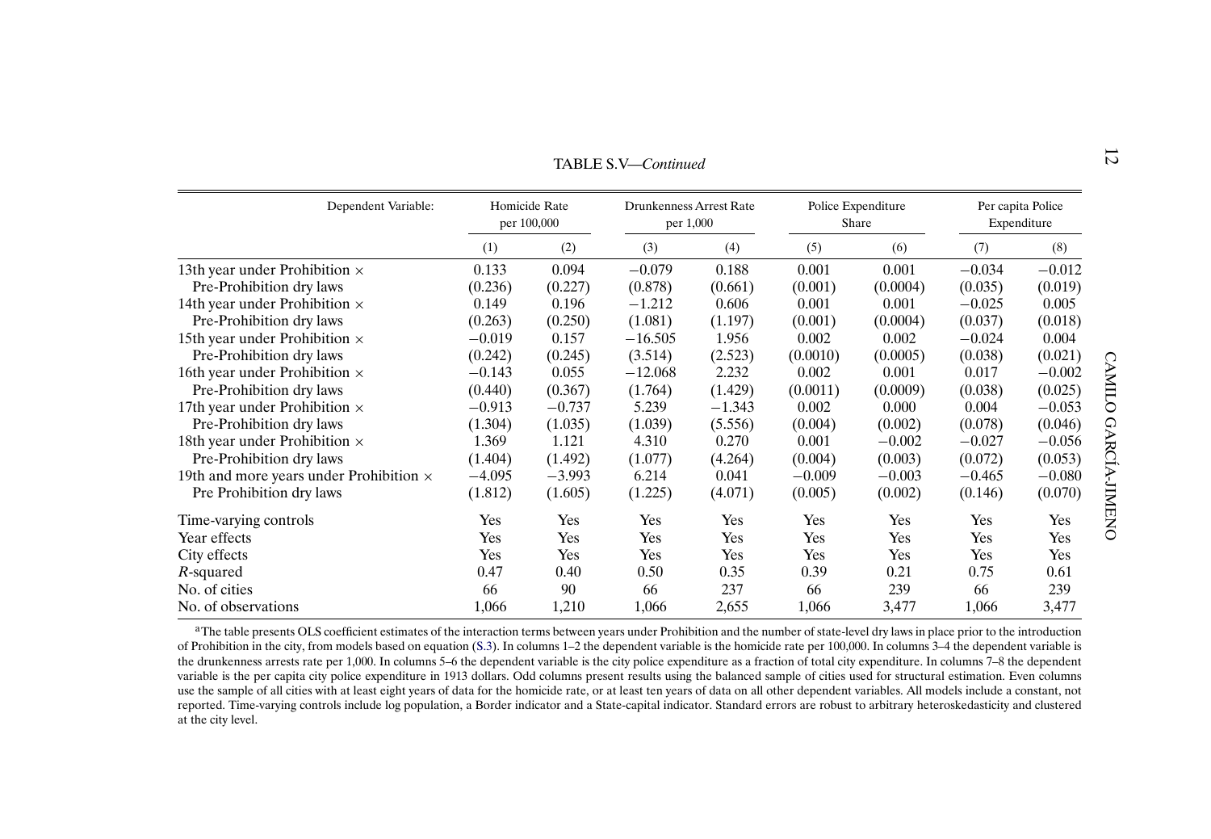TABLE S.V—*Continued*

| Dependent Variable: | Homicide Rate per 100,000 | | Drunkenness Arrest Rate per 1,000 | | Police Expenditure Share | | Per capita Police Expenditure | |
|---|---|---|---|---|---|---|---|---|
| | (1) | (2) | (3) | (4) | (5) | (6) | (7) | (8) |
| 13th year under Prohibition × Pre-Prohibition dry laws | 0.133 | 0.094 | −0.079 | 0.188 | 0.001 | 0.001 | −0.034 | −0.012 |
| | (0.236) | (0.227) | (0.878) | (0.661) | (0.001) | (0.0004) | (0.035) | (0.019) |
| 14th year under Prohibition × Pre-Prohibition dry laws | 0.149 | 0.196 | −1.212 | 0.606 | 0.001 | 0.001 | −0.025 | 0.005 |
| | (0.263) | (0.250) | (1.081) | (1.197) | (0.001) | (0.0004) | (0.037) | (0.018) |
| 15th year under Prohibition × Pre-Prohibition dry laws | −0.019 | 0.157 | −16.505 | 1.956 | 0.002 | 0.002 | −0.024 | 0.004 |
| | (0.242) | (0.245) | (3.514) | (2.523) | (0.0010) | (0.0005) | (0.038) | (0.021) |
| 16th year under Prohibition × Pre-Prohibition dry laws | −0.143 | 0.055 | −12.068 | 2.232 | 0.002 | 0.001 | 0.017 | −0.002 |
| | (0.440) | (0.367) | (1.764) | (1.429) | (0.0011) | (0.0009) | (0.038) | (0.025) |
| 17th year under Prohibition × Pre-Prohibition dry laws | −0.913 | −0.737 | 5.239 | −1.343 | 0.002 | 0.000 | 0.004 | −0.053 |
| | (1.304) | (1.035) | (1.039) | (5.556) | (0.004) | (0.002) | (0.078) | (0.046) |
| 18th year under Prohibition × Pre-Prohibition dry laws | 1.369 | 1.121 | 4.310 | 0.270 | 0.001 | −0.002 | −0.027 | −0.056 |
| | (1.404) | (1.492) | (1.077) | (4.264) | (0.004) | (0.003) | (0.072) | (0.053) |
| 19th and more years under Prohibition × Pre Prohibition dry laws | −4.095 | −3.993 | 6.214 | 0.041 | −0.009 | −0.003 | −0.465 | −0.080 |
| | (1.812) | (1.605) | (1.225) | (4.071) | (0.005) | (0.002) | (0.146) | (0.070) |
| Time-varying controls | Yes | Yes | Yes | Yes | Yes | Yes | Yes | Yes |
| Year effects | Yes | Yes | Yes | Yes | Yes | Yes | Yes | Yes |
| City effects | Yes | Yes | Yes | Yes | Yes | Yes | Yes | Yes |
| $R$-squared | 0.47 | 0.40 | 0.50 | 0.35 | 0.39 | 0.21 | 0.75 | 0.61 |
| No. of cities | 66 | 90 | 66 | 237 | 66 | 239 | 66 | 239 |
| No. of observations | 1,066 | 1,210 | 1,066 | 2,655 | 1,066 | 3,477 | 1,066 | 3,477 |

[a]The table presents OLS coefficient estimates of the interaction terms between years under Prohibition and the number of state-level dry laws in place prior to the introduction of Prohibition in the city, from models based on equation (S.3). In columns 1–2 the dependent variable is the homicide rate per 100,000. In columns 3–4 the dependent variable is the drunkenness arrests rate per 1,000. In columns 5–6 the dependent variable is the city police expenditure as a fraction of total city expenditure. In columns 7–8 the dependent variable is the per capita city police expenditure in 1913 dollars. Odd columns present results using the balanced sample of cities used for structural estimation. Even columns use the sample of all cities with at least eight years of data for the homicide rate, or at least ten years of data on all other dependent variables. All models include a constant, not reported. Time-varying controls include log population, a Border indicator and a State-capital indicator. Standard errors are robust to arbitrary heteroskedasticity and clustered at the city level.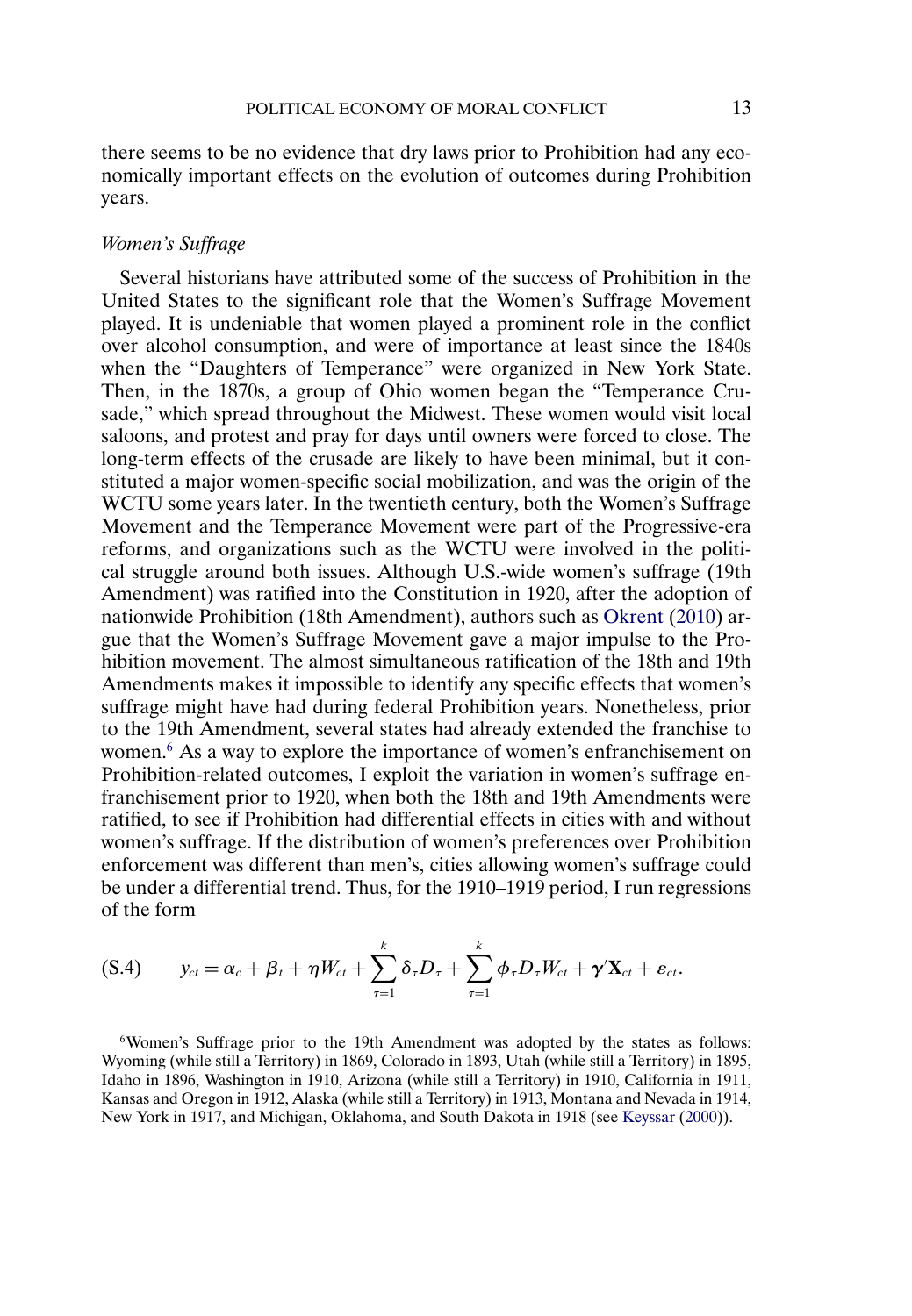there seems to be no evidence that dry laws prior to Prohibition had any economically important effects on the evolution of outcomes during Prohibition years.

### *Women's Suffrage*

Several historians have attributed some of the success of Prohibition in the United States to the significant role that the Women's Suffrage Movement played. It is undeniable that women played a prominent role in the conflict over alcohol consumption, and were of importance at least since the 1840s when the "Daughters of Temperance" were organized in New York State. Then, in the 1870s, a group of Ohio women began the "Temperance Crusade," which spread throughout the Midwest. These women would visit local saloons, and protest and pray for days until owners were forced to close. The long-term effects of the crusade are likely to have been minimal, but it constituted a major women-specific social mobilization, and was the origin of the WCTU some years later. In the twentieth century, both the Women's Suffrage Movement and the Temperance Movement were part of the Progressive-era reforms, and organizations such as the WCTU were involved in the political struggle around both issues. Although U.S.-wide women's suffrage (19th Amendment) was ratified into the Constitution in 1920, after the adoption of nationwide Prohibition (18th Amendment), authors such as Okrent (2010) argue that the Women's Suffrage Movement gave a major impulse to the Prohibition movement. The almost simultaneous ratification of the 18th and 19th Amendments makes it impossible to identify any specific effects that women's suffrage might have had during federal Prohibition years. Nonetheless, prior to the 19th Amendment, several states had already extended the franchise to women.[6] As a way to explore the importance of women's enfranchisement on Prohibition-related outcomes, I exploit the variation in women's suffrage enfranchisement prior to 1920, when both the 18th and 19th Amendments were ratified, to see if Prohibition had differential effects in cities with and without women's suffrage. If the distribution of women's preferences over Prohibition enforcement was different than men's, cities allowing women's suffrage could be under a differential trend. Thus, for the 1910–1919 period, I run regressions of the form

$$y_{ct} = \alpha_c + \beta_t + \eta W_{ct} + \sum_{\tau=1}^{k} \delta_\tau D_\tau + \sum_{\tau=1}^{k} \phi_\tau D_\tau W_{ct} + \boldsymbol{\gamma}' \mathbf{X}_{ct} + \varepsilon_{ct}. \tag{S.4}$$

[6]Women's Suffrage prior to the 19th Amendment was adopted by the states as follows: Wyoming (while still a Territory) in 1869, Colorado in 1893, Utah (while still a Territory) in 1895, Idaho in 1896, Washington in 1910, Arizona (while still a Territory) in 1910, California in 1911, Kansas and Oregon in 1912, Alaska (while still a Territory) in 1913, Montana and Nevada in 1914, New York in 1917, and Michigan, Oklahoma, and South Dakota in 1918 (see Keyssar (2000)).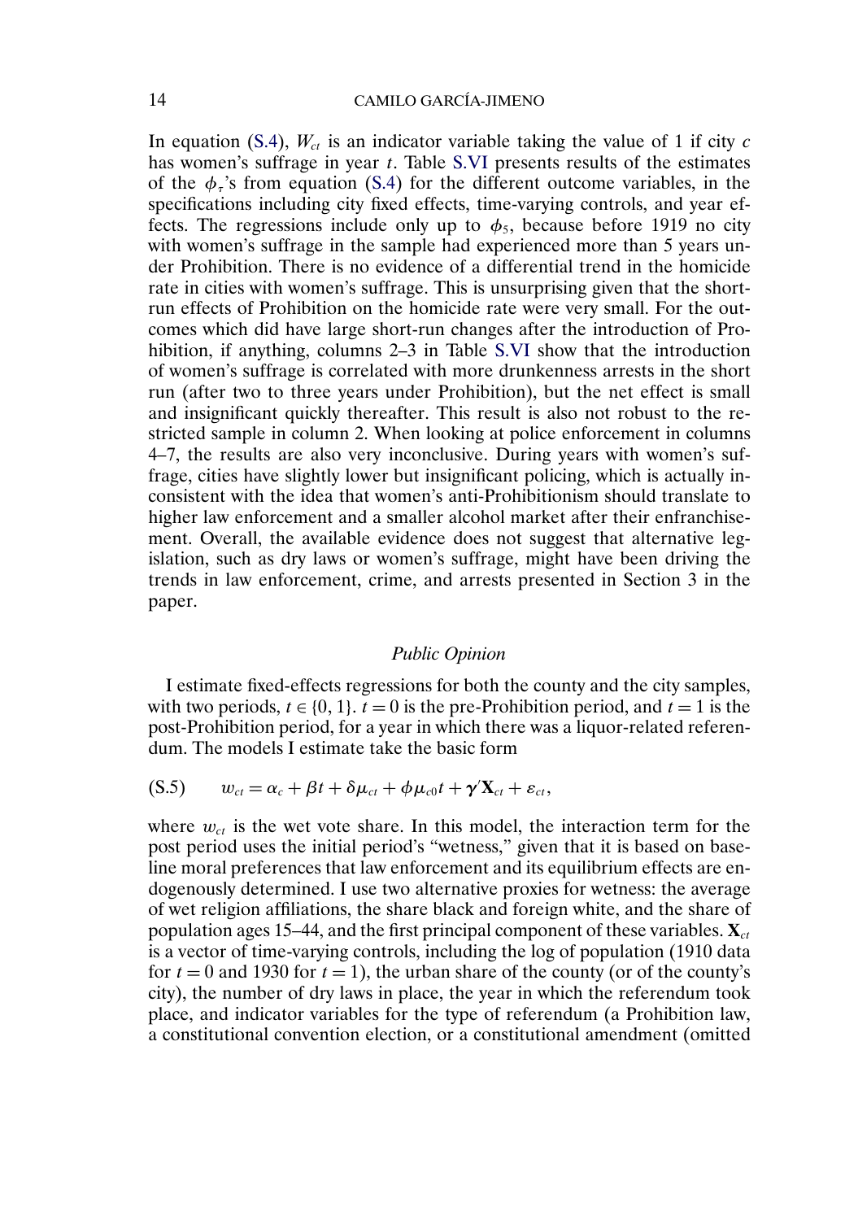In equation (S.4), $W_{ct}$ is an indicator variable taking the value of 1 if city $c$ has women's suffrage in year $t$. Table S.VI presents results of the estimates of the $\phi_\tau$'s from equation (S.4) for the different outcome variables, in the specifications including city fixed effects, time-varying controls, and year effects. The regressions include only up to $\phi_5$, because before 1919 no city with women's suffrage in the sample had experienced more than 5 years under Prohibition. There is no evidence of a differential trend in the homicide rate in cities with women's suffrage. This is unsurprising given that the short-run effects of Prohibition on the homicide rate were very small. For the outcomes which did have large short-run changes after the introduction of Prohibition, if anything, columns 2–3 in Table S.VI show that the introduction of women's suffrage is correlated with more drunkenness arrests in the short run (after two to three years under Prohibition), but the net effect is small and insignificant quickly thereafter. This result is also not robust to the restricted sample in column 2. When looking at police enforcement in columns 4–7, the results are also very inconclusive. During years with women's suffrage, cities have slightly lower but insignificant policing, which is actually inconsistent with the idea that women's anti-Prohibitionism should translate to higher law enforcement and a smaller alcohol market after their enfranchisement. Overall, the available evidence does not suggest that alternative legislation, such as dry laws or women's suffrage, might have been driving the trends in law enforcement, crime, and arrests presented in Section 3 in the paper.

### *Public Opinion*

I estimate fixed-effects regressions for both the county and the city samples, with two periods, $t \in \{0, 1\}$. $t = 0$ is the pre-Prohibition period, and $t = 1$ is the post-Prohibition period, for a year in which there was a liquor-related referendum. The models I estimate take the basic form

$$w_{ct} = \alpha_c + \beta t + \delta \mu_{ct} + \phi \mu_{c0} t + \boldsymbol{\gamma}' \mathbf{X}_{ct} + \varepsilon_{ct}, \qquad \text{(S.5)}$$

where $w_{ct}$ is the wet vote share. In this model, the interaction term for the post period uses the initial period's "wetness," given that it is based on baseline moral preferences that law enforcement and its equilibrium effects are endogenously determined. I use two alternative proxies for wetness: the average of wet religion affiliations, the share black and foreign white, and the share of population ages 15–44, and the first principal component of these variables. $\mathbf{X}_{ct}$ is a vector of time-varying controls, including the log of population (1910 data for $t = 0$ and 1930 for $t = 1$), the urban share of the county (or of the county's city), the number of dry laws in place, the year in which the referendum took place, and indicator variables for the type of referendum (a Prohibition law, a constitutional convention election, or a constitutional amendment (omitted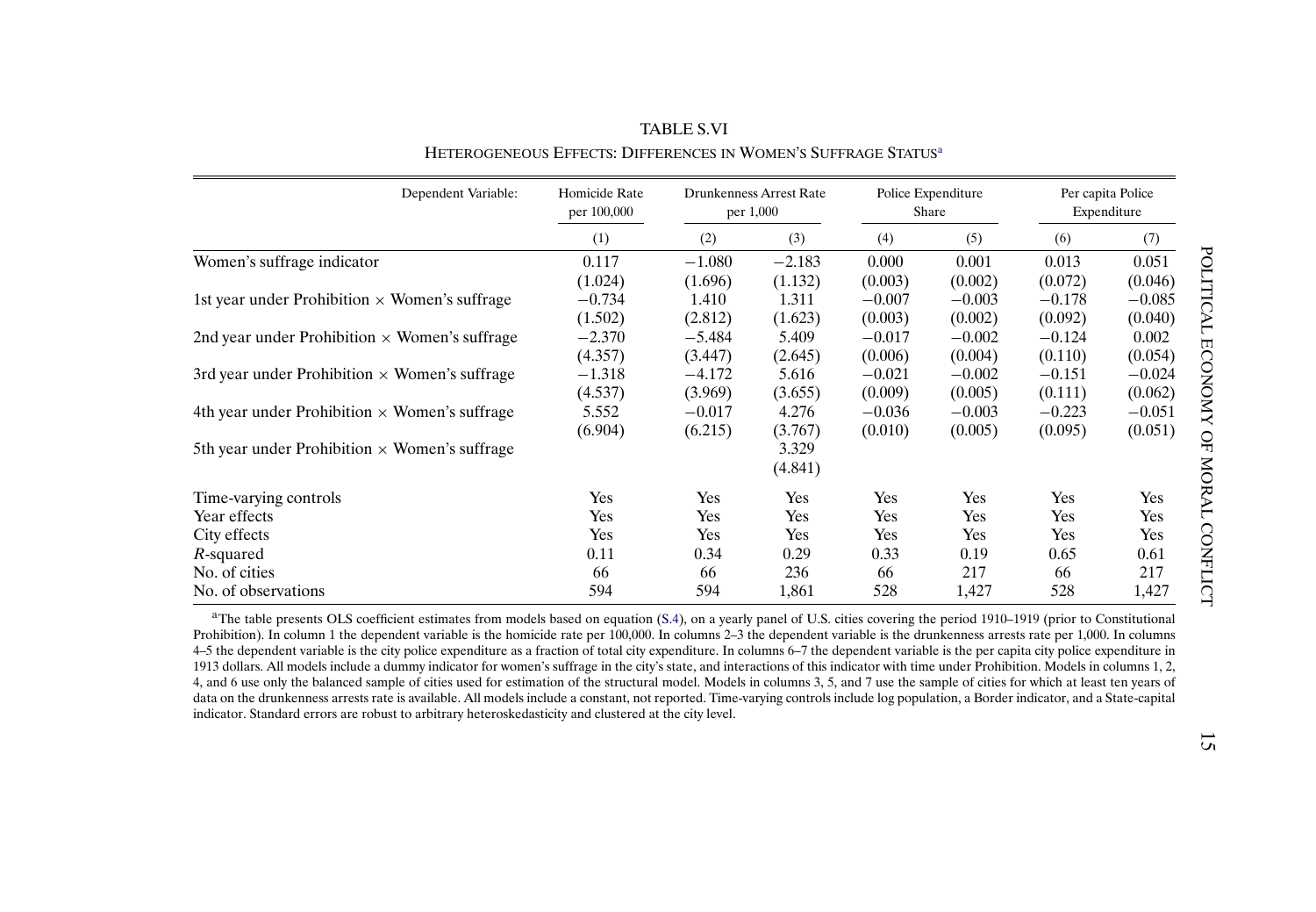TABLE S.VI

HETEROGENEOUS EFFECTS: DIFFERENCES IN WOMEN'S SUFFRAGE STATUS[a]

| Dependent Variable: | Homicide Rate per 100,000 | Drunkenness Arrest Rate per 1,000 | | Police Expenditure Share | | Per capita Police Expenditure | |
|---|---|---|---|---|---|---|---|
| | (1) | (2) | (3) | (4) | (5) | (6) | (7) |
| Women's suffrage indicator | 0.117 | −1.080 | −2.183 | 0.000 | 0.001 | 0.013 | 0.051 |
| | (1.024) | (1.696) | (1.132) | (0.003) | (0.002) | (0.072) | (0.046) |
| 1st year under Prohibition × Women's suffrage | −0.734 | 1.410 | 1.311 | −0.007 | −0.003 | −0.178 | −0.085 |
| | (1.502) | (2.812) | (1.623) | (0.003) | (0.002) | (0.092) | (0.040) |
| 2nd year under Prohibition × Women's suffrage | −2.370 | −5.484 | 5.409 | −0.017 | −0.002 | −0.124 | 0.002 |
| | (4.357) | (3.447) | (2.645) | (0.006) | (0.004) | (0.110) | (0.054) |
| 3rd year under Prohibition × Women's suffrage | −1.318 | −4.172 | 5.616 | −0.021 | −0.002 | −0.151 | −0.024 |
| | (4.537) | (3.969) | (3.655) | (0.009) | (0.005) | (0.111) | (0.062) |
| 4th year under Prohibition × Women's suffrage | 5.552 | −0.017 | 4.276 | −0.036 | −0.003 | −0.223 | −0.051 |
| | (6.904) | (6.215) | (3.767) | (0.010) | (0.005) | (0.095) | (0.051) |
| 5th year under Prohibition × Women's suffrage | | | 3.329 | | | | |
| | | | (4.841) | | | | |
| Time-varying controls | Yes | Yes | Yes | Yes | Yes | Yes | Yes |
| Year effects | Yes | Yes | Yes | Yes | Yes | Yes | Yes |
| City effects | Yes | Yes | Yes | Yes | Yes | Yes | Yes |
| $R$-squared | 0.11 | 0.34 | 0.29 | 0.33 | 0.19 | 0.65 | 0.61 |
| No. of cities | 66 | 66 | 236 | 66 | 217 | 66 | 217 |
| No. of observations | 594 | 594 | 1,861 | 528 | 1,427 | 528 | 1,427 |

[a]The table presents OLS coefficient estimates from models based on equation (S.4), on a yearly panel of U.S. cities covering the period 1910–1919 (prior to Constitutional Prohibition). In column 1 the dependent variable is the homicide rate per 100,000. In columns 2–3 the dependent variable is the drunkenness arrests rate per 1,000. In columns 4–5 the dependent variable is the city police expenditure as a fraction of total city expenditure. In columns 6–7 the dependent variable is the per capita city police expenditure in 1913 dollars. All models include a dummy indicator for women's suffrage in the city's state, and interactions of this indicator with time under Prohibition. Models in columns 1, 2, 4, and 6 use only the balanced sample of cities used for estimation of the structural model. Models in columns 3, 5, and 7 use the sample of cities for which at least ten years of data on the drunkenness arrests rate is available. All models include a constant, not reported. Time-varying controls include log population, a Border indicator, and a State-capital indicator. Standard errors are robust to arbitrary heteroskedasticity and clustered at the city level.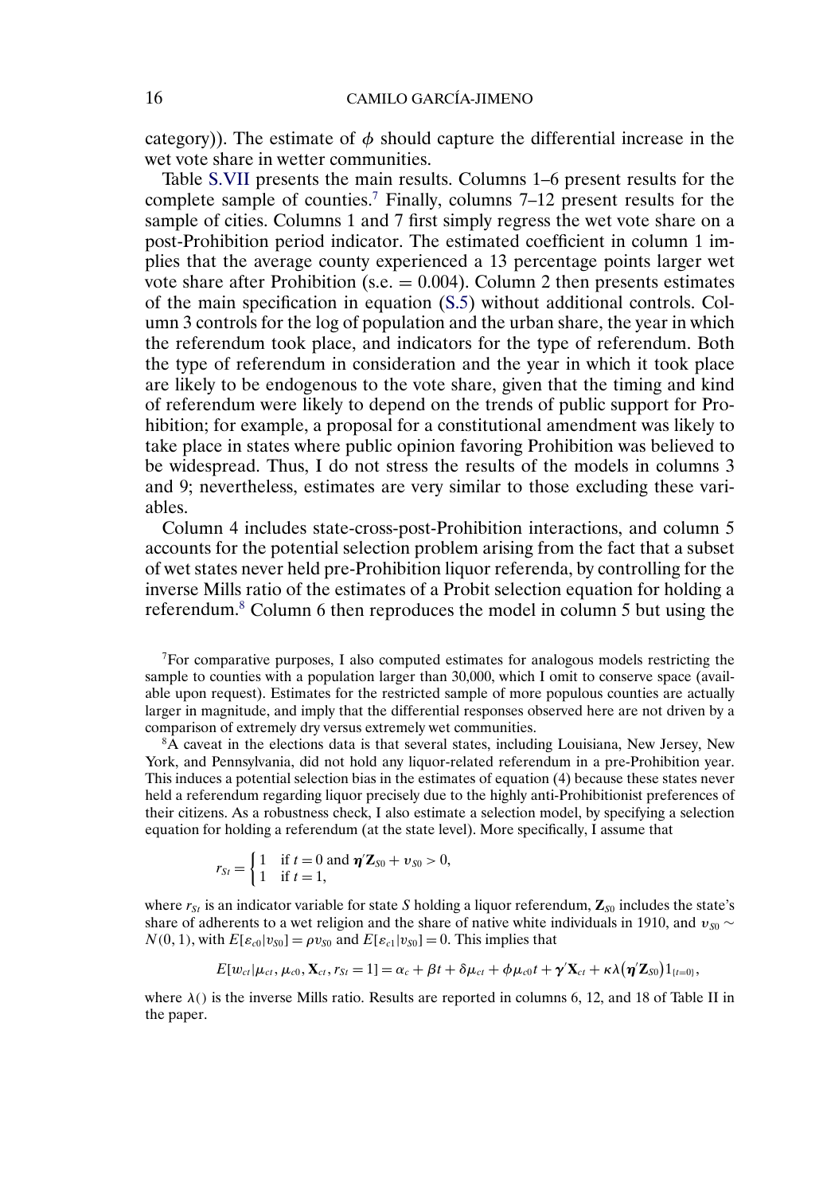category)). The estimate of $\phi$ should capture the differential increase in the wet vote share in wetter communities.

Table S.VII presents the main results. Columns 1–6 present results for the complete sample of counties.[7] Finally, columns 7–12 present results for the sample of cities. Columns 1 and 7 first simply regress the wet vote share on a post-Prohibition period indicator. The estimated coefficient in column 1 implies that the average county experienced a 13 percentage points larger wet vote share after Prohibition (s.e. = 0.004). Column 2 then presents estimates of the main specification in equation (S.5) without additional controls. Column 3 controls for the log of population and the urban share, the year in which the referendum took place, and indicators for the type of referendum. Both the type of referendum in consideration and the year in which it took place are likely to be endogenous to the vote share, given that the timing and kind of referendum were likely to depend on the trends of public support for Prohibition; for example, a proposal for a constitutional amendment was likely to take place in states where public opinion favoring Prohibition was believed to be widespread. Thus, I do not stress the results of the models in columns 3 and 9; nevertheless, estimates are very similar to those excluding these variables.

Column 4 includes state-cross-post-Prohibition interactions, and column 5 accounts for the potential selection problem arising from the fact that a subset of wet states never held pre-Prohibition liquor referenda, by controlling for the inverse Mills ratio of the estimates of a Probit selection equation for holding a referendum.[8] Column 6 then reproduces the model in column 5 but using the

[7]For comparative purposes, I also computed estimates for analogous models restricting the sample to counties with a population larger than 30,000, which I omit to conserve space (available upon request). Estimates for the restricted sample of more populous counties are actually larger in magnitude, and imply that the differential responses observed here are not driven by a comparison of extremely dry versus extremely wet communities.

[8]A caveat in the elections data is that several states, including Louisiana, New Jersey, New York, and Pennsylvania, did not hold any liquor-related referendum in a pre-Prohibition year. This induces a potential selection bias in the estimates of equation (4) because these states never held a referendum regarding liquor precisely due to the highly anti-Prohibitionist preferences of their citizens. As a robustness check, I also estimate a selection model, by specifying a selection equation for holding a referendum (at the state level). More specifically, I assume that

$$r_{St} = \begin{cases} 1 & \text{if } t = 0 \text{ and } \boldsymbol{\eta}'\mathbf{Z}_{S0} + \upsilon_{S0} > 0, \\ 1 & \text{if } t = 1, \end{cases}$$

where $r_{St}$ is an indicator variable for state $S$ holding a liquor referendum, $\mathbf{Z}_{S0}$ includes the state's share of adherents to a wet religion and the share of native white individuals in 1910, and $\upsilon_{S0} \sim N(0, 1)$, with $E[\varepsilon_{c0}|\upsilon_{S0}] = \rho\upsilon_{S0}$ and $E[\varepsilon_{c1}|\upsilon_{S0}] = 0$. This implies that

$$E[w_{ct}|\mu_{ct}, \mu_{c0}, \mathbf{X}_{ct}, r_{St} = 1] = \alpha_c + \beta t + \delta\mu_{ct} + \phi\mu_{c0}t + \boldsymbol{\gamma}'\mathbf{X}_{ct} + \kappa\lambda(\boldsymbol{\eta}'\mathbf{Z}_{S0})1_{\{t=0\}},$$

where $\lambda()$ is the inverse Mills ratio. Results are reported in columns 6, 12, and 18 of Table II in the paper.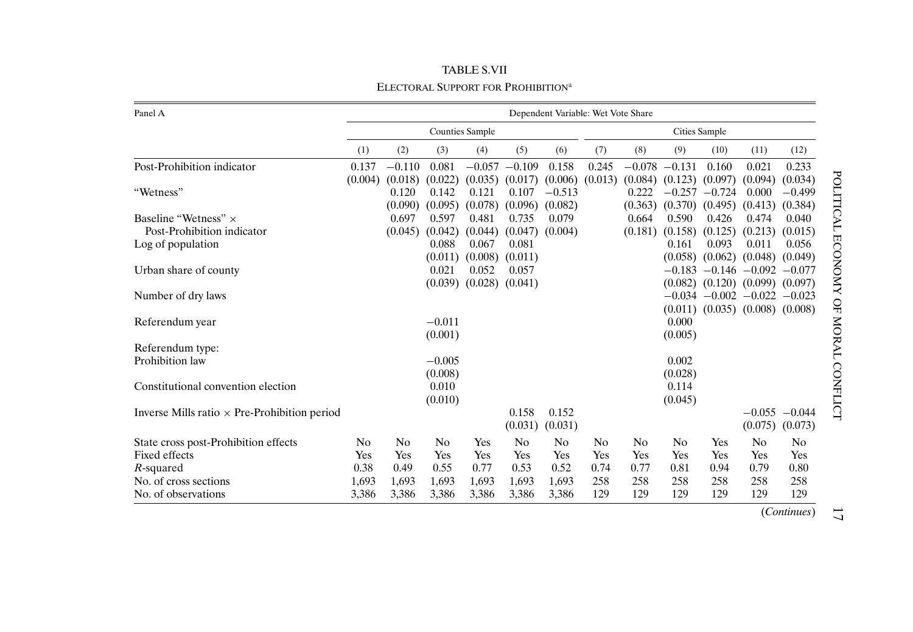TABLE S.VII

ELECTORAL SUPPORT FOR PROHIBITION[a]

| Panel A | Dependent Variable: Wet Vote Share | | | | | | | | | | | |
|---|---|---|---|---|---|---|---|---|---|---|---|---|
| | Counties Sample | | | | | | Cities Sample | | | | | |
| | (1) | (2) | (3) | (4) | (5) | (6) | (7) | (8) | (9) | (10) | (11) | (12) |
| Post-Prohibition indicator | 0.137 | −0.110 | 0.081 | −0.057 | −0.109 | 0.158 | 0.245 | −0.078 | −0.131 | 0.160 | 0.021 | 0.233 |
| | (0.004) | (0.018) | (0.022) | (0.035) | (0.017) | (0.006) | (0.013) | (0.084) | (0.123) | (0.097) | (0.094) | (0.034) |
| "Wetness" | | 0.120 | 0.142 | 0.121 | 0.107 | −0.513 | | 0.222 | −0.257 | −0.724 | 0.000 | −0.499 |
| | | (0.090) | (0.095) | (0.078) | (0.096) | (0.082) | | (0.363) | (0.370) | (0.495) | (0.413) | (0.384) |
| Baseline "Wetness" × Post-Prohibition indicator | | 0.697 | 0.597 | 0.481 | 0.735 | 0.079 | | 0.664 | 0.590 | 0.426 | 0.474 | 0.040 |
| | | (0.045) | (0.042) | (0.044) | (0.047) | (0.004) | | (0.181) | (0.158) | (0.125) | (0.213) | (0.015) |
| Log of population | | | 0.088 | 0.067 | 0.081 | | | | 0.161 | 0.093 | 0.011 | 0.056 |
| | | | (0.011) | (0.008) | (0.011) | | | | (0.058) | (0.062) | (0.048) | (0.049) |
| Urban share of county | | | 0.021 | 0.052 | 0.057 | | | | −0.183 | −0.146 | −0.092 | −0.077 |
| | | | (0.039) | (0.028) | (0.041) | | | | (0.082) | (0.120) | (0.099) | (0.097) |
| Number of dry laws | | | | | | | | | −0.034 | −0.002 | −0.022 | −0.023 |
| | | | | | | | | | (0.011) | (0.035) | (0.008) | (0.008) |
| Referendum year | | | −0.011 | | | | | | 0.000 | | | |
| | | | (0.001) | | | | | | (0.005) | | | |
| Referendum type: | | | | | | | | | | | | |
| Prohibition law | | | −0.005 | | | | | | 0.002 | | | |
| | | | (0.008) | | | | | | (0.028) | | | |
| Constitutional convention election | | | 0.010 | | | | | | 0.114 | | | |
| | | | (0.010) | | | | | | (0.045) | | | |
| Inverse Mills ratio × Pre-Prohibition period | | | | | 0.158 | 0.152 | | | | | −0.055 | −0.044 |
| | | | | | (0.031) | (0.031) | | | | | (0.075) | (0.073) |
| State cross post-Prohibition effects | No | No | No | Yes | No | No | No | No | No | Yes | No | No |
| Fixed effects | Yes | Yes | Yes | Yes | Yes | Yes | Yes | Yes | Yes | Yes | Yes | Yes |
| $R$-squared | 0.38 | 0.49 | 0.55 | 0.77 | 0.53 | 0.52 | 0.74 | 0.77 | 0.81 | 0.94 | 0.79 | 0.80 |
| No. of cross sections | 1,693 | 1,693 | 1,693 | 1,693 | 1,693 | 1,693 | 258 | 258 | 258 | 258 | 258 | 258 |
| No. of observations | 3,386 | 3,386 | 3,386 | 3,386 | 3,386 | 3,386 | 129 | 129 | 129 | 129 | 129 | 129 |

(*Continues*)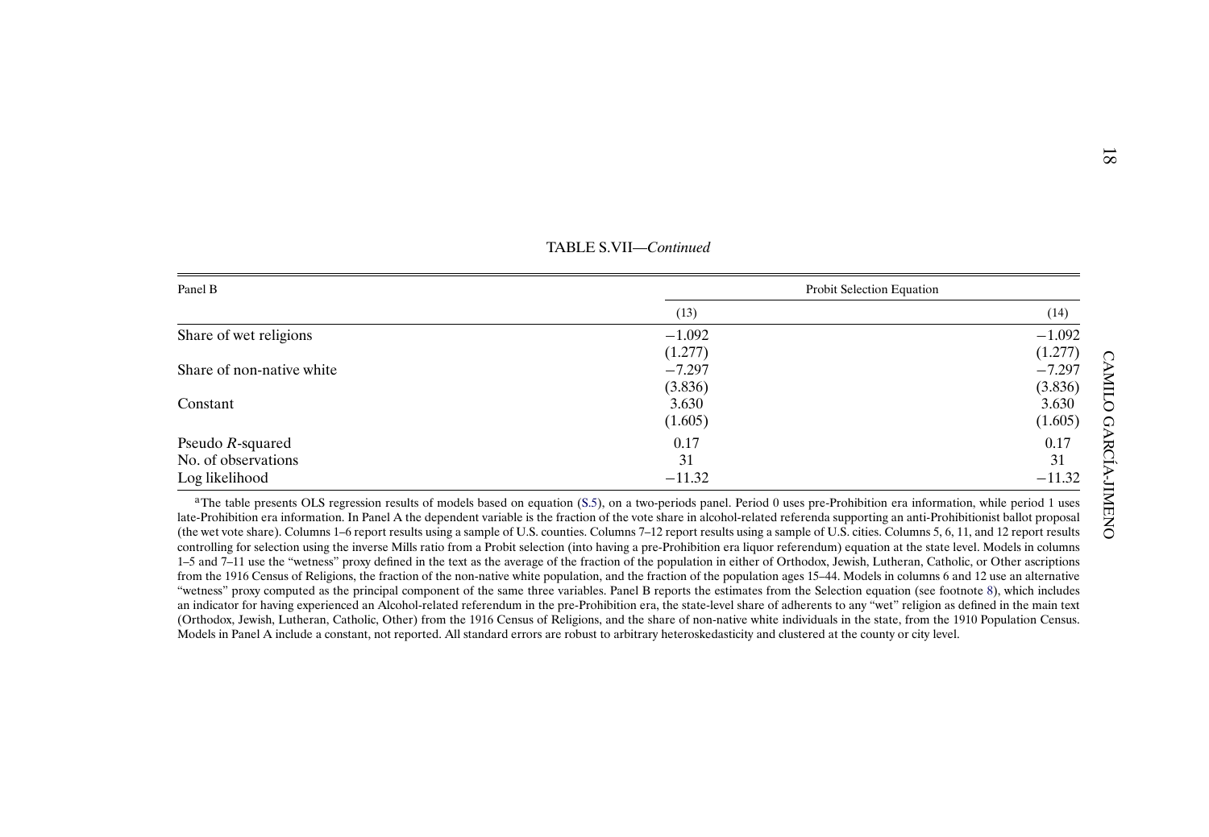TABLE S.VII—*Continued*

| Panel B | Probit Selection Equation | |
|---|---|---|
| | (13) | (14) |
| Share of wet religions | −1.092 | −1.092 |
| | (1.277) | (1.277) |
| Share of non-native white | −7.297 | −7.297 |
| | (3.836) | (3.836) |
| Constant | 3.630 | 3.630 |
| | (1.605) | (1.605) |
| Pseudo $R$-squared | 0.17 | 0.17 |
| No. of observations | 31 | 31 |
| Log likelihood | −11.32 | −11.32 |

[a]The table presents OLS regression results of models based on equation (S.5), on a two-periods panel. Period 0 uses pre-Prohibition era information, while period 1 uses late-Prohibition era information. In Panel A the dependent variable is the fraction of the vote share in alcohol-related referenda supporting an anti-Prohibitionist ballot proposal (the wet vote share). Columns 1–6 report results using a sample of U.S. counties. Columns 7–12 report results using a sample of U.S. cities. Columns 5, 6, 11, and 12 report results controlling for selection using the inverse Mills ratio from a Probit selection (into having a pre-Prohibition era liquor referendum) equation at the state level. Models in columns 1–5 and 7–11 use the "wetness" proxy defined in the text as the average of the fraction of the population in either of Orthodox, Jewish, Lutheran, Catholic, or Other ascriptions from the 1916 Census of Religions, the fraction of the non-native white population, and the fraction of the population ages 15–44. Models in columns 6 and 12 use an alternative "wetness" proxy computed as the principal component of the same three variables. Panel B reports the estimates from the Selection equation (see footnote 8), which includes an indicator for having experienced an Alcohol-related referendum in the pre-Prohibition era, the state-level share of adherents to any "wet" religion as defined in the main text (Orthodox, Jewish, Lutheran, Catholic, Other) from the 1916 Census of Religions, and the share of non-native white individuals in the state, from the 1910 Population Census. Models in Panel A include a constant, not reported. All standard errors are robust to arbitrary heteroskedasticity and clustered at the county or city level.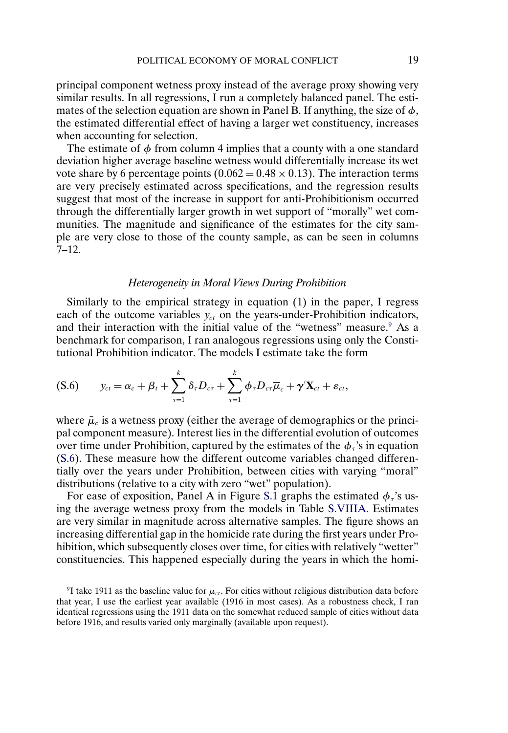principal component wetness proxy instead of the average proxy showing very similar results. In all regressions, I run a completely balanced panel. The estimates of the selection equation are shown in Panel B. If anything, the size of $\phi$, the estimated differential effect of having a larger wet constituency, increases when accounting for selection.

The estimate of $\phi$ from column 4 implies that a county with a one standard deviation higher average baseline wetness would differentially increase its wet vote share by 6 percentage points ($0.062 = 0.48 \times 0.13$). The interaction terms are very precisely estimated across specifications, and the regression results suggest that most of the increase in support for anti-Prohibitionism occurred through the differentially larger growth in wet support of "morally" wet communities. The magnitude and significance of the estimates for the city sample are very close to those of the county sample, as can be seen in columns 7–12.

### *Heterogeneity in Moral Views During Prohibition*

Similarly to the empirical strategy in equation (1) in the paper, I regress each of the outcome variables $y_{ct}$ on the years-under-Prohibition indicators, and their interaction with the initial value of the "wetness" measure.[9] As a benchmark for comparison, I ran analogous regressions using only the Constitutional Prohibition indicator. The models I estimate take the form

$$y_{ct} = \alpha_c + \beta_t + \sum_{\tau=1}^{k} \delta_\tau D_{c\tau} + \sum_{\tau=1}^{k} \phi_\tau D_{c\tau}\overline{\mu}_c + \boldsymbol{\gamma}'\mathbf{X}_{ct} + \varepsilon_{ct}, \tag{S.6}$$

where $\bar{\mu}_c$ is a wetness proxy (either the average of demographics or the principal component measure). Interest lies in the differential evolution of outcomes over time under Prohibition, captured by the estimates of the $\phi_\tau$'s in equation (S.6). These measure how the different outcome variables changed differentially over the years under Prohibition, between cities with varying "moral" distributions (relative to a city with zero "wet" population).

For ease of exposition, Panel A in Figure S.1 graphs the estimated $\phi_\tau$'s using the average wetness proxy from the models in Table S.VIIIA. Estimates are very similar in magnitude across alternative samples. The figure shows an increasing differential gap in the homicide rate during the first years under Prohibition, which subsequently closes over time, for cities with relatively "wetter" constituencies. This happened especially during the years in which the homi-

[9] I take 1911 as the baseline value for $\mu_{ct}$. For cities without religious distribution data before that year, I use the earliest year available (1916 in most cases). As a robustness check, I ran identical regressions using the 1911 data on the somewhat reduced sample of cities without data before 1916, and results varied only marginally (available upon request).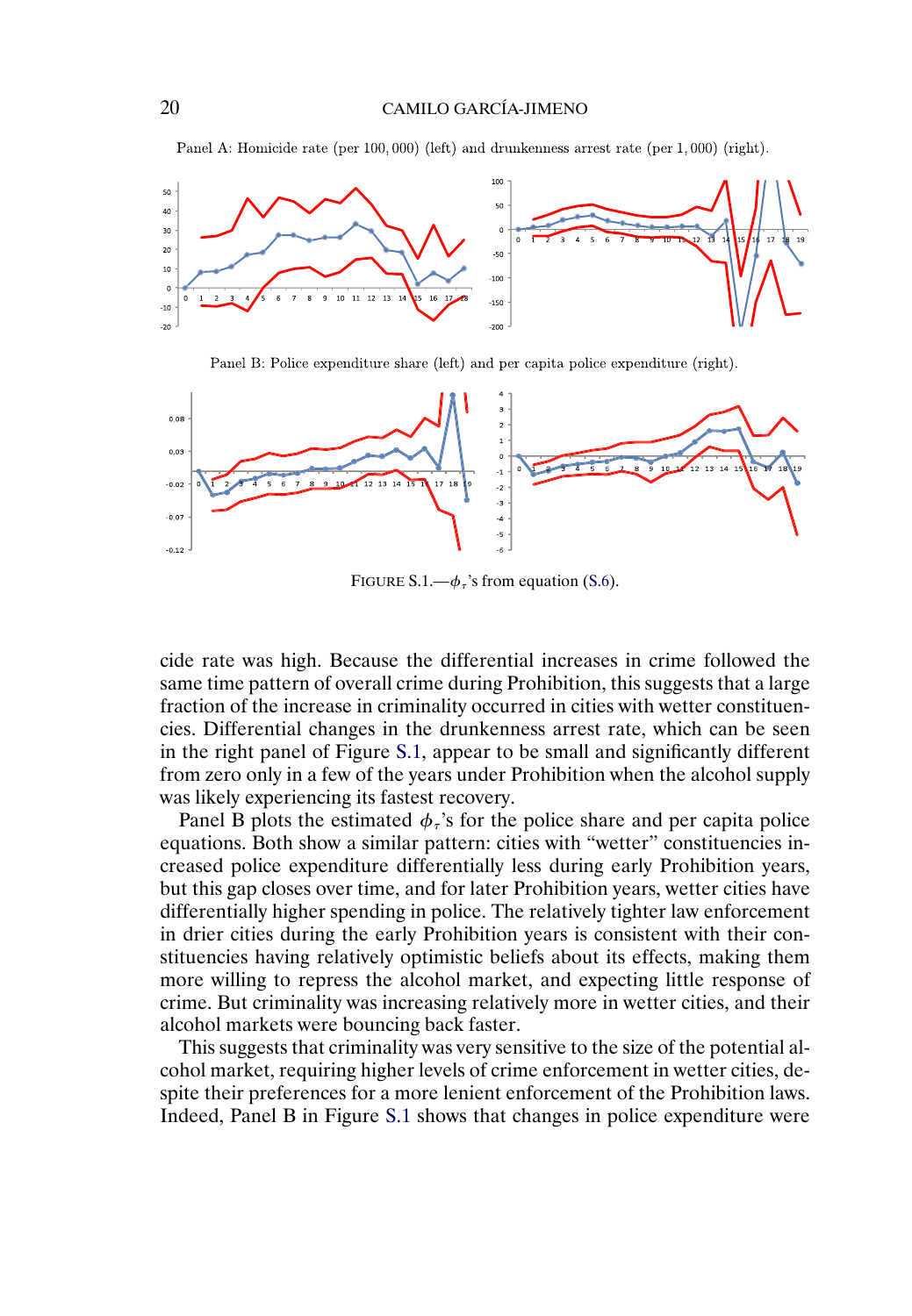Panel A: Homicide rate (per 100,000) (left) and drunkenness arrest rate (per 1,000) (right).

Panel B: Police expenditure share (left) and per capita police expenditure (right).

FIGURE S.1.—$\phi_\tau$'s from equation (S.6).

cide rate was high. Because the differential increases in crime followed the same time pattern of overall crime during Prohibition, this suggests that a large fraction of the increase in criminality occurred in cities with wetter constituencies. Differential changes in the drunkenness arrest rate, which can be seen in the right panel of Figure S.1, appear to be small and significantly different from zero only in a few of the years under Prohibition when the alcohol supply was likely experiencing its fastest recovery.

Panel B plots the estimated $\phi_\tau$'s for the police share and per capita police equations. Both show a similar pattern: cities with "wetter" constituencies increased police expenditure differentially less during early Prohibition years, but this gap closes over time, and for later Prohibition years, wetter cities have differentially higher spending in police. The relatively tighter law enforcement in drier cities during the early Prohibition years is consistent with their constituencies having relatively optimistic beliefs about its effects, making them more willing to repress the alcohol market, and expecting little response of crime. But criminality was increasing relatively more in wetter cities, and their alcohol markets were bouncing back faster.

This suggests that criminality was very sensitive to the size of the potential alcohol market, requiring higher levels of crime enforcement in wetter cities, despite their preferences for a more lenient enforcement of the Prohibition laws. Indeed, Panel B in Figure S.1 shows that changes in police expenditure were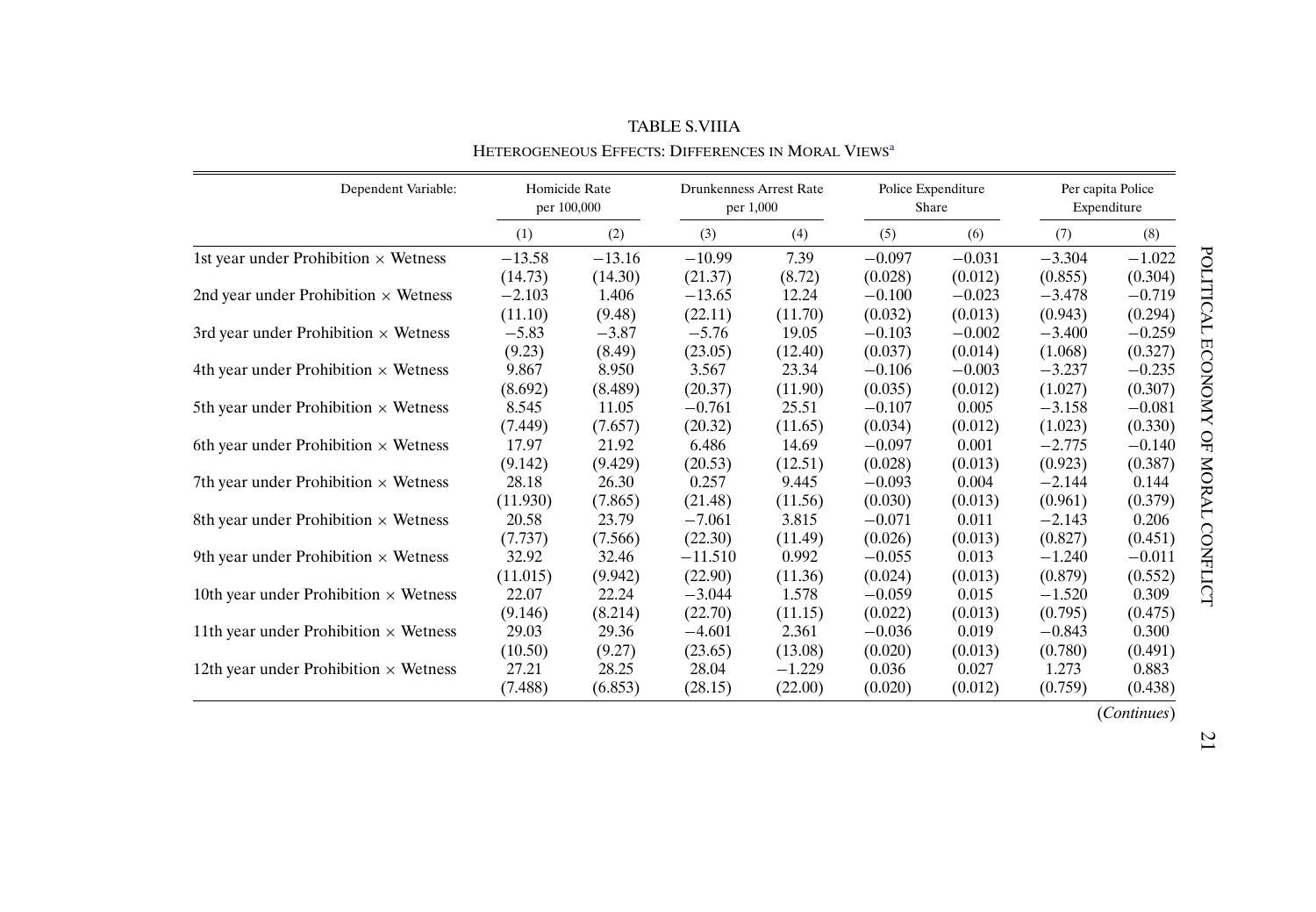TABLE S.VIIIA

HETEROGENEOUS EFFECTS: DIFFERENCES IN MORAL VIEWS[a]

| Dependent Variable: | Homicide Rate per 100,000 | | Drunkenness Arrest Rate per 1,000 | | Police Expenditure Share | | Per capita Police Expenditure | |
|---|---|---|---|---|---|---|---|---|
| | (1) | (2) | (3) | (4) | (5) | (6) | (7) | (8) |
| 1st year under Prohibition × Wetness | −13.58 | −13.16 | −10.99 | 7.39 | −0.097 | −0.031 | −3.304 | −1.022 |
| | (14.73) | (14.30) | (21.37) | (8.72) | (0.028) | (0.012) | (0.855) | (0.304) |
| 2nd year under Prohibition × Wetness | −2.103 | 1.406 | −13.65 | 12.24 | −0.100 | −0.023 | −3.478 | −0.719 |
| | (11.10) | (9.48) | (22.11) | (11.70) | (0.032) | (0.013) | (0.943) | (0.294) |
| 3rd year under Prohibition × Wetness | −5.83 | −3.87 | −5.76 | 19.05 | −0.103 | −0.002 | −3.400 | −0.259 |
| | (9.23) | (8.49) | (23.05) | (12.40) | (0.037) | (0.014) | (1.068) | (0.327) |
| 4th year under Prohibition × Wetness | 9.867 | 8.950 | 3.567 | 23.34 | −0.106 | −0.003 | −3.237 | −0.235 |
| | (8.692) | (8.489) | (20.37) | (11.90) | (0.035) | (0.012) | (1.027) | (0.307) |
| 5th year under Prohibition × Wetness | 8.545 | 11.05 | −0.761 | 25.51 | −0.107 | 0.005 | −3.158 | −0.081 |
| | (7.449) | (7.657) | (20.32) | (11.65) | (0.034) | (0.012) | (1.023) | (0.330) |
| 6th year under Prohibition × Wetness | 17.97 | 21.92 | 6.486 | 14.69 | −0.097 | 0.001 | −2.775 | −0.140 |
| | (9.142) | (9.429) | (20.53) | (12.51) | (0.028) | (0.013) | (0.923) | (0.387) |
| 7th year under Prohibition × Wetness | 28.18 | 26.30 | 0.257 | 9.445 | −0.093 | 0.004 | −2.144 | 0.144 |
| | (11.930) | (7.865) | (21.48) | (11.56) | (0.030) | (0.013) | (0.961) | (0.379) |
| 8th year under Prohibition × Wetness | 20.58 | 23.79 | −7.061 | 3.815 | −0.071 | 0.011 | −2.143 | 0.206 |
| | (7.737) | (7.566) | (22.30) | (11.49) | (0.026) | (0.013) | (0.827) | (0.451) |
| 9th year under Prohibition × Wetness | 32.92 | 32.46 | −11.510 | 0.992 | −0.055 | 0.013 | −1.240 | −0.011 |
| | (11.015) | (9.942) | (22.90) | (11.36) | (0.024) | (0.013) | (0.879) | (0.552) |
| 10th year under Prohibition × Wetness | 22.07 | 22.24 | −3.044 | 1.578 | −0.059 | 0.015 | −1.520 | 0.309 |
| | (9.146) | (8.214) | (22.70) | (11.15) | (0.022) | (0.013) | (0.795) | (0.475) |
| 11th year under Prohibition × Wetness | 29.03 | 29.36 | −4.601 | 2.361 | −0.036 | 0.019 | −0.843 | 0.300 |
| | (10.50) | (9.27) | (23.65) | (13.08) | (0.020) | (0.013) | (0.780) | (0.491) |
| 12th year under Prohibition × Wetness | 27.21 | 28.25 | 28.04 | −1.229 | 0.036 | 0.027 | 1.273 | 0.883 |
| | (7.488) | (6.853) | (28.15) | (22.00) | (0.020) | (0.012) | (0.759) | (0.438) |

(*Continues*)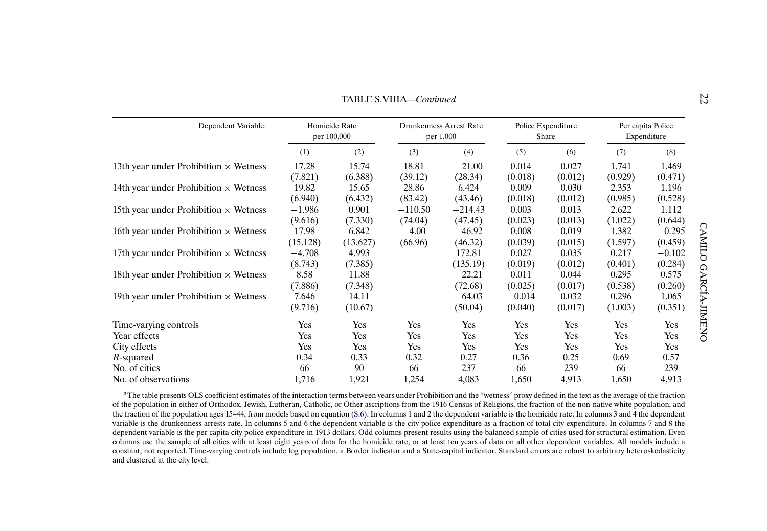TABLE S.VIIIA—*Continued*

| Dependent Variable: | Homicide Rate per 100,000 | | Drunkenness Arrest Rate per 1,000 | | Police Expenditure Share | | Per capita Police Expenditure | |
|---|---|---|---|---|---|---|---|---|
| | (1) | (2) | (3) | (4) | (5) | (6) | (7) | (8) |
| 13th year under Prohibition × Wetness | 17.28 | 15.74 | 18.81 | −21.00 | 0.014 | 0.027 | 1.741 | 1.469 |
| | (7.821) | (6.388) | (39.12) | (28.34) | (0.018) | (0.012) | (0.929) | (0.471) |
| 14th year under Prohibition × Wetness | 19.82 | 15.65 | 28.86 | 6.424 | 0.009 | 0.030 | 2.353 | 1.196 |
| | (6.940) | (6.432) | (83.42) | (43.46) | (0.018) | (0.012) | (0.985) | (0.528) |
| 15th year under Prohibition × Wetness | −1.986 | 0.901 | −110.50 | −214.43 | 0.003 | 0.013 | 2.622 | 1.112 |
| | (9.616) | (7.330) | (74.04) | (47.45) | (0.023) | (0.013) | (1.022) | (0.644) |
| 16th year under Prohibition × Wetness | 17.98 | 6.842 | −4.00 | −46.92 | 0.008 | 0.019 | 1.382 | −0.295 |
| | (15.128) | (13.627) | (66.96) | (46.32) | (0.039) | (0.015) | (1.597) | (0.459) |
| 17th year under Prohibition × Wetness | −4.708 | 4.993 | | 172.81 | 0.027 | 0.035 | 0.217 | −0.102 |
| | (8.743) | (7.385) | | (135.19) | (0.019) | (0.012) | (0.401) | (0.284) |
| 18th year under Prohibition × Wetness | 8.58 | 11.88 | | −22.21 | 0.011 | 0.044 | 0.295 | 0.575 |
| | (7.886) | (7.348) | | (72.68) | (0.025) | (0.017) | (0.538) | (0.260) |
| 19th year under Prohibition × Wetness | 7.646 | 14.11 | | −64.03 | −0.014 | 0.032 | 0.296 | 1.065 |
| | (9.716) | (10.67) | | (50.04) | (0.040) | (0.017) | (1.003) | (0.351) |
| Time-varying controls | Yes | Yes | Yes | Yes | Yes | Yes | Yes | Yes |
| Year effects | Yes | Yes | Yes | Yes | Yes | Yes | Yes | Yes |
| City effects | Yes | Yes | Yes | Yes | Yes | Yes | Yes | Yes |
| *R*-squared | 0.34 | 0.33 | 0.32 | 0.27 | 0.36 | 0.25 | 0.69 | 0.57 |
| No. of cities | 66 | 90 | 66 | 237 | 66 | 239 | 66 | 239 |
| No. of observations | 1,716 | 1,921 | 1,254 | 4,083 | 1,650 | 4,913 | 1,650 | 4,913 |

[a]The table presents OLS coefficient estimates of the interaction terms between years under Prohibition and the "wetness" proxy defined in the text as the average of the fraction of the population in either of Orthodox, Jewish, Lutheran, Catholic, or Other ascriptions from the 1916 Census of Religions, the fraction of the non-native white population, and the fraction of the population ages 15–44, from models based on equation (S.6). In columns 1 and 2 the dependent variable is the homicide rate. In columns 3 and 4 the dependent variable is the drunkenness arrests rate. In columns 5 and 6 the dependent variable is the city police expenditure as a fraction of total city expenditure. In columns 7 and 8 the dependent variable is the per capita city police expenditure in 1913 dollars. Odd columns present results using the balanced sample of cities used for structural estimation. Even columns use the sample of all cities with at least eight years of data for the homicide rate, or at least ten years of data on all other dependent variables. All models include a constant, not reported. Time-varying controls include log population, a Border indicator and a State-capital indicator. Standard errors are robust to arbitrary heteroskedasticity and clustered at the city level.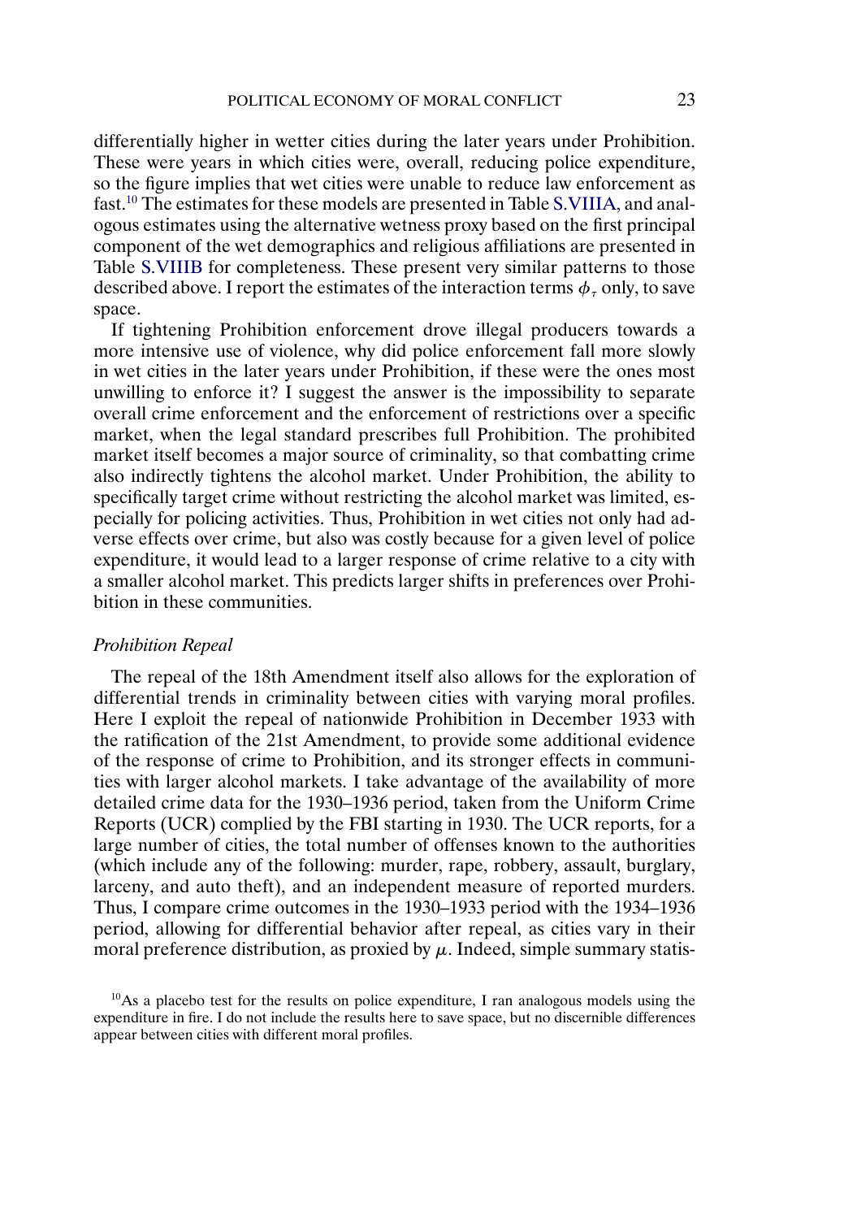differentially higher in wetter cities during the later years under Prohibition. These were years in which cities were, overall, reducing police expenditure, so the figure implies that wet cities were unable to reduce law enforcement as fast.[10] The estimates for these models are presented in Table S.VIIIA, and analogous estimates using the alternative wetness proxy based on the first principal component of the wet demographics and religious affiliations are presented in Table S.VIIIB for completeness. These present very similar patterns to those described above. I report the estimates of the interaction terms $\phi_\tau$ only, to save space.

If tightening Prohibition enforcement drove illegal producers towards a more intensive use of violence, why did police enforcement fall more slowly in wet cities in the later years under Prohibition, if these were the ones most unwilling to enforce it? I suggest the answer is the impossibility to separate overall crime enforcement and the enforcement of restrictions over a specific market, when the legal standard prescribes full Prohibition. The prohibited market itself becomes a major source of criminality, so that combatting crime also indirectly tightens the alcohol market. Under Prohibition, the ability to specifically target crime without restricting the alcohol market was limited, especially for policing activities. Thus, Prohibition in wet cities not only had adverse effects over crime, but also was costly because for a given level of police expenditure, it would lead to a larger response of crime relative to a city with a smaller alcohol market. This predicts larger shifts in preferences over Prohibition in these communities.

*Prohibition Repeal*

The repeal of the 18th Amendment itself also allows for the exploration of differential trends in criminality between cities with varying moral profiles. Here I exploit the repeal of nationwide Prohibition in December 1933 with the ratification of the 21st Amendment, to provide some additional evidence of the response of crime to Prohibition, and its stronger effects in communities with larger alcohol markets. I take advantage of the availability of more detailed crime data for the 1930–1936 period, taken from the Uniform Crime Reports (UCR) complied by the FBI starting in 1930. The UCR reports, for a large number of cities, the total number of offenses known to the authorities (which include any of the following: murder, rape, robbery, assault, burglary, larceny, and auto theft), and an independent measure of reported murders. Thus, I compare crime outcomes in the 1930–1933 period with the 1934–1936 period, allowing for differential behavior after repeal, as cities vary in their moral preference distribution, as proxied by $\mu$. Indeed, simple summary statis-

[10] As a placebo test for the results on police expenditure, I ran analogous models using the expenditure in fire. I do not include the results here to save space, but no discernible differences appear between cities with different moral profiles.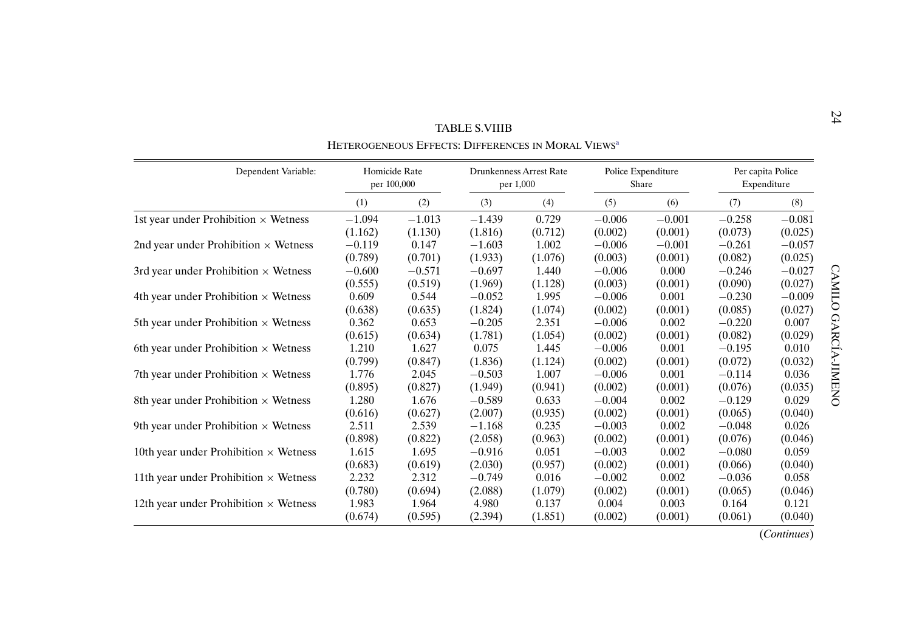TABLE S.VIIIB

HETEROGENEOUS EFFECTS: DIFFERENCES IN MORAL VIEWS[a]

| Dependent Variable: | Homicide Rate per 100,000 | | Drunkenness Arrest Rate per 1,000 | | Police Expenditure Share | | Per capita Police Expenditure | |
|---|---|---|---|---|---|---|---|---|
| | (1) | (2) | (3) | (4) | (5) | (6) | (7) | (8) |
| 1st year under Prohibition × Wetness | −1.094 | −1.013 | −1.439 | 0.729 | −0.006 | −0.001 | −0.258 | −0.081 |
| | (1.162) | (1.130) | (1.816) | (0.712) | (0.002) | (0.001) | (0.073) | (0.025) |
| 2nd year under Prohibition × Wetness | −0.119 | 0.147 | −1.603 | 1.002 | −0.006 | −0.001 | −0.261 | −0.057 |
| | (0.789) | (0.701) | (1.933) | (1.076) | (0.003) | (0.001) | (0.082) | (0.025) |
| 3rd year under Prohibition × Wetness | −0.600 | −0.571 | −0.697 | 1.440 | −0.006 | 0.000 | −0.246 | −0.027 |
| | (0.555) | (0.519) | (1.969) | (1.128) | (0.003) | (0.001) | (0.090) | (0.027) |
| 4th year under Prohibition × Wetness | 0.609 | 0.544 | −0.052 | 1.995 | −0.006 | 0.001 | −0.230 | −0.009 |
| | (0.638) | (0.635) | (1.824) | (1.074) | (0.002) | (0.001) | (0.085) | (0.027) |
| 5th year under Prohibition × Wetness | 0.362 | 0.653 | −0.205 | 2.351 | −0.006 | 0.002 | −0.220 | 0.007 |
| | (0.615) | (0.634) | (1.781) | (1.054) | (0.002) | (0.001) | (0.082) | (0.029) |
| 6th year under Prohibition × Wetness | 1.210 | 1.627 | 0.075 | 1.445 | −0.006 | 0.001 | −0.195 | 0.010 |
| | (0.799) | (0.847) | (1.836) | (1.124) | (0.002) | (0.001) | (0.072) | (0.032) |
| 7th year under Prohibition × Wetness | 1.776 | 2.045 | −0.503 | 1.007 | −0.006 | 0.001 | −0.114 | 0.036 |
| | (0.895) | (0.827) | (1.949) | (0.941) | (0.002) | (0.001) | (0.076) | (0.035) |
| 8th year under Prohibition × Wetness | 1.280 | 1.676 | −0.589 | 0.633 | −0.004 | 0.002 | −0.129 | 0.029 |
| | (0.616) | (0.627) | (2.007) | (0.935) | (0.002) | (0.001) | (0.065) | (0.040) |
| 9th year under Prohibition × Wetness | 2.511 | 2.539 | −1.168 | 0.235 | −0.003 | 0.002 | −0.048 | 0.026 |
| | (0.898) | (0.822) | (2.058) | (0.963) | (0.002) | (0.001) | (0.076) | (0.046) |
| 10th year under Prohibition × Wetness | 1.615 | 1.695 | −0.916 | 0.051 | −0.003 | 0.002 | −0.080 | 0.059 |
| | (0.683) | (0.619) | (2.030) | (0.957) | (0.002) | (0.001) | (0.066) | (0.040) |
| 11th year under Prohibition × Wetness | 2.232 | 2.312 | −0.749 | 0.016 | −0.002 | 0.002 | −0.036 | 0.058 |
| | (0.780) | (0.694) | (2.088) | (1.079) | (0.002) | (0.001) | (0.065) | (0.046) |
| 12th year under Prohibition × Wetness | 1.983 | 1.964 | 4.980 | 0.137 | 0.004 | 0.003 | 0.164 | 0.121 |
| | (0.674) | (0.595) | (2.394) | (1.851) | (0.002) | (0.001) | (0.061) | (0.040) |

(*Continues*)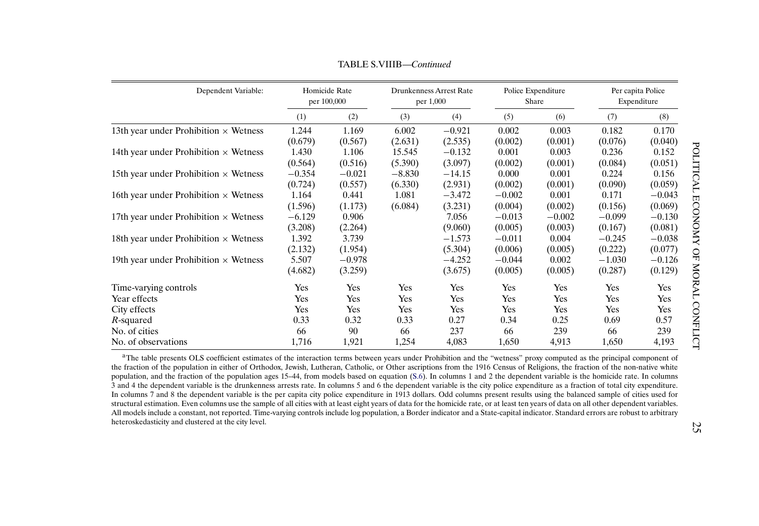TABLE S.VIIIB—*Continued*

| Dependent Variable: | Homicide Rate per 100,000 | | Drunkenness Arrest Rate per 1,000 | | Police Expenditure Share | | Per capita Police Expenditure | |
|---|---|---|---|---|---|---|---|---|
| | (1) | (2) | (3) | (4) | (5) | (6) | (7) | (8) |
| 13th year under Prohibition × Wetness | 1.244 | 1.169 | 6.002 | −0.921 | 0.002 | 0.003 | 0.182 | 0.170 |
| | (0.679) | (0.567) | (2.631) | (2.535) | (0.002) | (0.001) | (0.076) | (0.040) |
| 14th year under Prohibition × Wetness | 1.430 | 1.106 | 15.545 | −0.132 | 0.001 | 0.003 | 0.236 | 0.152 |
| | (0.564) | (0.516) | (5.390) | (3.097) | (0.002) | (0.001) | (0.084) | (0.051) |
| 15th year under Prohibition × Wetness | −0.354 | −0.021 | −8.830 | −14.15 | 0.000 | 0.001 | 0.224 | 0.156 |
| | (0.724) | (0.557) | (6.330) | (2.931) | (0.002) | (0.001) | (0.090) | (0.059) |
| 16th year under Prohibition × Wetness | 1.164 | 0.441 | 1.081 | −3.472 | −0.002 | 0.001 | 0.171 | −0.043 |
| | (1.596) | (1.173) | (6.084) | (3.231) | (0.004) | (0.002) | (0.156) | (0.069) |
| 17th year under Prohibition × Wetness | −6.129 | 0.906 | | 7.056 | −0.013 | −0.002 | −0.099 | −0.130 |
| | (3.208) | (2.264) | | (9.060) | (0.005) | (0.003) | (0.167) | (0.081) |
| 18th year under Prohibition × Wetness | 1.392 | 3.739 | | −1.573 | −0.011 | 0.004 | −0.245 | −0.038 |
| | (2.132) | (1.954) | | (5.304) | (0.006) | (0.005) | (0.222) | (0.077) |
| 19th year under Prohibition × Wetness | 5.507 | −0.978 | | −4.252 | −0.044 | 0.002 | −1.030 | −0.126 |
| | (4.682) | (3.259) | | (3.675) | (0.005) | (0.005) | (0.287) | (0.129) |
| Time-varying controls | Yes | Yes | Yes | Yes | Yes | Yes | Yes | Yes |
| Year effects | Yes | Yes | Yes | Yes | Yes | Yes | Yes | Yes |
| City effects | Yes | Yes | Yes | Yes | Yes | Yes | Yes | Yes |
| *R*-squared | 0.33 | 0.32 | 0.33 | 0.27 | 0.34 | 0.25 | 0.69 | 0.57 |
| No. of cities | 66 | 90 | 66 | 237 | 66 | 239 | 66 | 239 |
| No. of observations | 1,716 | 1,921 | 1,254 | 4,083 | 1,650 | 4,913 | 1,650 | 4,193 |

[a]The table presents OLS coefficient estimates of the interaction terms between years under Prohibition and the "wetness" proxy computed as the principal component of the fraction of the population in either of Orthodox, Jewish, Lutheran, Catholic, or Other ascriptions from the 1916 Census of Religions, the fraction of the non-native white population, and the fraction of the population ages 15–44, from models based on equation (S.6). In columns 1 and 2 the dependent variable is the homicide rate. In columns 3 and 4 the dependent variable is the drunkenness arrests rate. In columns 5 and 6 the dependent variable is the city police expenditure as a fraction of total city expenditure. In columns 7 and 8 the dependent variable is the per capita city police expenditure in 1913 dollars. Odd columns present results using the balanced sample of cities used for structural estimation. Even columns use the sample of all cities with at least eight years of data for the homicide rate, or at least ten years of data on all other dependent variables. All models include a constant, not reported. Time-varying controls include log population, a Border indicator and a State-capital indicator. Standard errors are robust to arbitrary heteroskedasticity and clustered at the city level.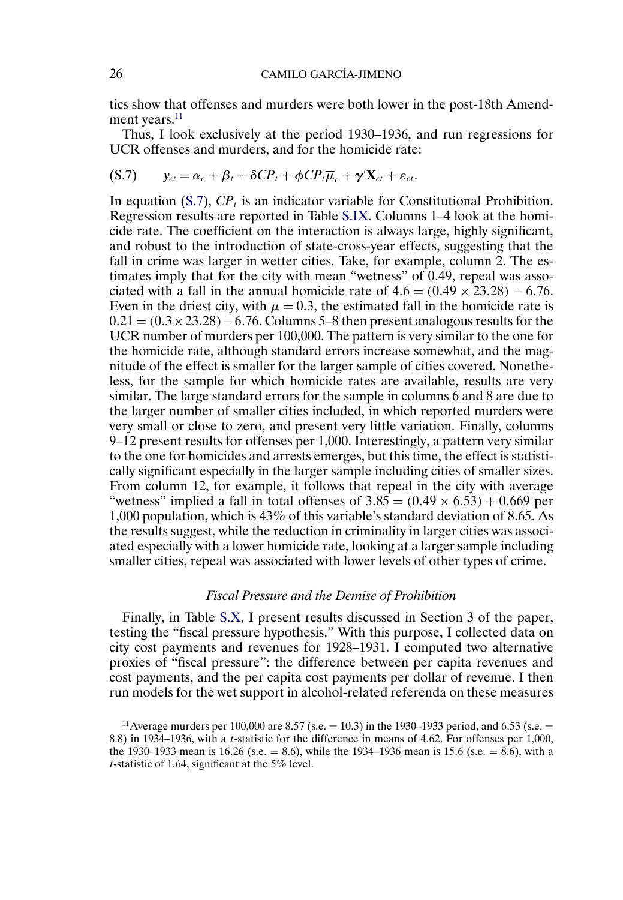tics show that offenses and murders were both lower in the post-18th Amendment years.[11]

Thus, I look exclusively at the period 1930–1936, and run regressions for UCR offenses and murders, and for the homicide rate:

$$y_{ct} = \alpha_c + \beta_t + \delta CP_t + \phi CP_t \overline{\mu}_c + \gamma' \mathbf{X}_{ct} + \varepsilon_{ct}. \tag{S.7}$$

In equation (S.7), $CP_t$ is an indicator variable for Constitutional Prohibition. Regression results are reported in Table S.IX. Columns 1–4 look at the homicide rate. The coefficient on the interaction is always large, highly significant, and robust to the introduction of state-cross-year effects, suggesting that the fall in crime was larger in wetter cities. Take, for example, column 2. The estimates imply that for the city with mean "wetness" of 0.49, repeal was associated with a fall in the annual homicide rate of $4.6 = (0.49 \times 23.28) - 6.76$. Even in the driest city, with $\mu = 0.3$, the estimated fall in the homicide rate is $0.21 = (0.3 \times 23.28) - 6.76$. Columns 5–8 then present analogous results for the UCR number of murders per 100,000. The pattern is very similar to the one for the homicide rate, although standard errors increase somewhat, and the magnitude of the effect is smaller for the larger sample of cities covered. Nonetheless, for the sample for which homicide rates are available, results are very similar. The large standard errors for the sample in columns 6 and 8 are due to the larger number of smaller cities included, in which reported murders were very small or close to zero, and present very little variation. Finally, columns 9–12 present results for offenses per 1,000. Interestingly, a pattern very similar to the one for homicides and arrests emerges, but this time, the effect is statistically significant especially in the larger sample including cities of smaller sizes. From column 12, for example, it follows that repeal in the city with average "wetness" implied a fall in total offenses of $3.85 = (0.49 \times 6.53) + 0.669$ per 1,000 population, which is 43% of this variable's standard deviation of 8.65. As the results suggest, while the reduction in criminality in larger cities was associated especially with a lower homicide rate, looking at a larger sample including smaller cities, repeal was associated with lower levels of other types of crime.

### *Fiscal Pressure and the Demise of Prohibition*

Finally, in Table S.X, I present results discussed in Section 3 of the paper, testing the "fiscal pressure hypothesis." With this purpose, I collected data on city cost payments and revenues for 1928–1931. I computed two alternative proxies of "fiscal pressure": the difference between per capita revenues and cost payments, and the per capita cost payments per dollar of revenue. I then run models for the wet support in alcohol-related referenda on these measures

[11] Average murders per 100,000 are 8.57 (s.e. = 10.3) in the 1930–1933 period, and 6.53 (s.e. = 8.8) in 1934–1936, with a $t$-statistic for the difference in means of 4.62. For offenses per 1,000, the 1930–1933 mean is 16.26 (s.e. = 8.6), while the 1934–1936 mean is 15.6 (s.e. = 8.6), with a $t$-statistic of 1.64, significant at the 5% level.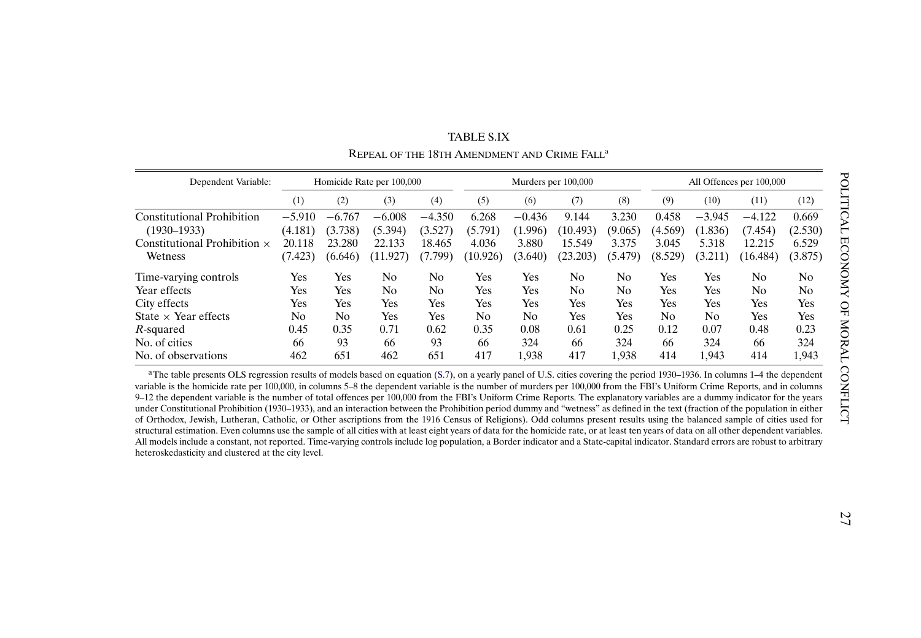TABLE S.IX

REPEAL OF THE 18TH AMENDMENT AND CRIME FALL[a]

| Dependent Variable: | Homicide Rate per 100,000 | | | | Murders per 100,000 | | | | All Offences per 100,000 | | | |
|---|---|---|---|---|---|---|---|---|---|---|---|---|
| | (1) | (2) | (3) | (4) | (5) | (6) | (7) | (8) | (9) | (10) | (11) | (12) |
| Constitutional Prohibition | −5.910 | −6.767 | −6.008 | −4.350 | 6.268 | −0.436 | 9.144 | 3.230 | 0.458 | −3.945 | −4.122 | 0.669 |
| (1930–1933) | (4.181) | (3.738) | (5.394) | (3.527) | (5.791) | (1.996) | (10.493) | (9.065) | (4.569) | (1.836) | (7.454) | (2.530) |
| Constitutional Prohibition × | 20.118 | 23.280 | 22.133 | 18.465 | 4.036 | 3.880 | 15.549 | 3.375 | 3.045 | 5.318 | 12.215 | 6.529 |
| Wetness | (7.423) | (6.646) | (11.927) | (7.799) | (10.926) | (3.640) | (23.203) | (5.479) | (8.529) | (3.211) | (16.484) | (3.875) |
| Time-varying controls | Yes | Yes | No | No | Yes | Yes | No | No | Yes | Yes | No | No |
| Year effects | Yes | Yes | No | No | Yes | Yes | No | No | Yes | Yes | No | No |
| City effects | Yes | Yes | Yes | Yes | Yes | Yes | Yes | Yes | Yes | Yes | Yes | Yes |
| State × Year effects | No | No | Yes | Yes | No | No | Yes | Yes | No | No | Yes | Yes |
| *R*-squared | 0.45 | 0.35 | 0.71 | 0.62 | 0.35 | 0.08 | 0.61 | 0.25 | 0.12 | 0.07 | 0.48 | 0.23 |
| No. of cities | 66 | 93 | 66 | 93 | 66 | 324 | 66 | 324 | 66 | 324 | 66 | 324 |
| No. of observations | 462 | 651 | 462 | 651 | 417 | 1,938 | 417 | 1,938 | 414 | 1,943 | 414 | 1,943 |

[a]The table presents OLS regression results of models based on equation (S.7), on a yearly panel of U.S. cities covering the period 1930–1936. In columns 1–4 the dependent variable is the homicide rate per 100,000, in columns 5–8 the dependent variable is the number of murders per 100,000 from the FBI's Uniform Crime Reports, and in columns 9–12 the dependent variable is the number of total offences per 100,000 from the FBI's Uniform Crime Reports. The explanatory variables are a dummy indicator for the years under Constitutional Prohibition (1930–1933), and an interaction between the Prohibition period dummy and "wetness" as defined in the text (fraction of the population in either of Orthodox, Jewish, Lutheran, Catholic, or Other ascriptions from the 1916 Census of Religions). Odd columns present results using the balanced sample of cities used for structural estimation. Even columns use the sample of all cities with at least eight years of data for the homicide rate, or at least ten years of data on all other dependent variables. All models include a constant, not reported. Time-varying controls include log population, a Border indicator and a State-capital indicator. Standard errors are robust to arbitrary heteroskedasticity and clustered at the city level.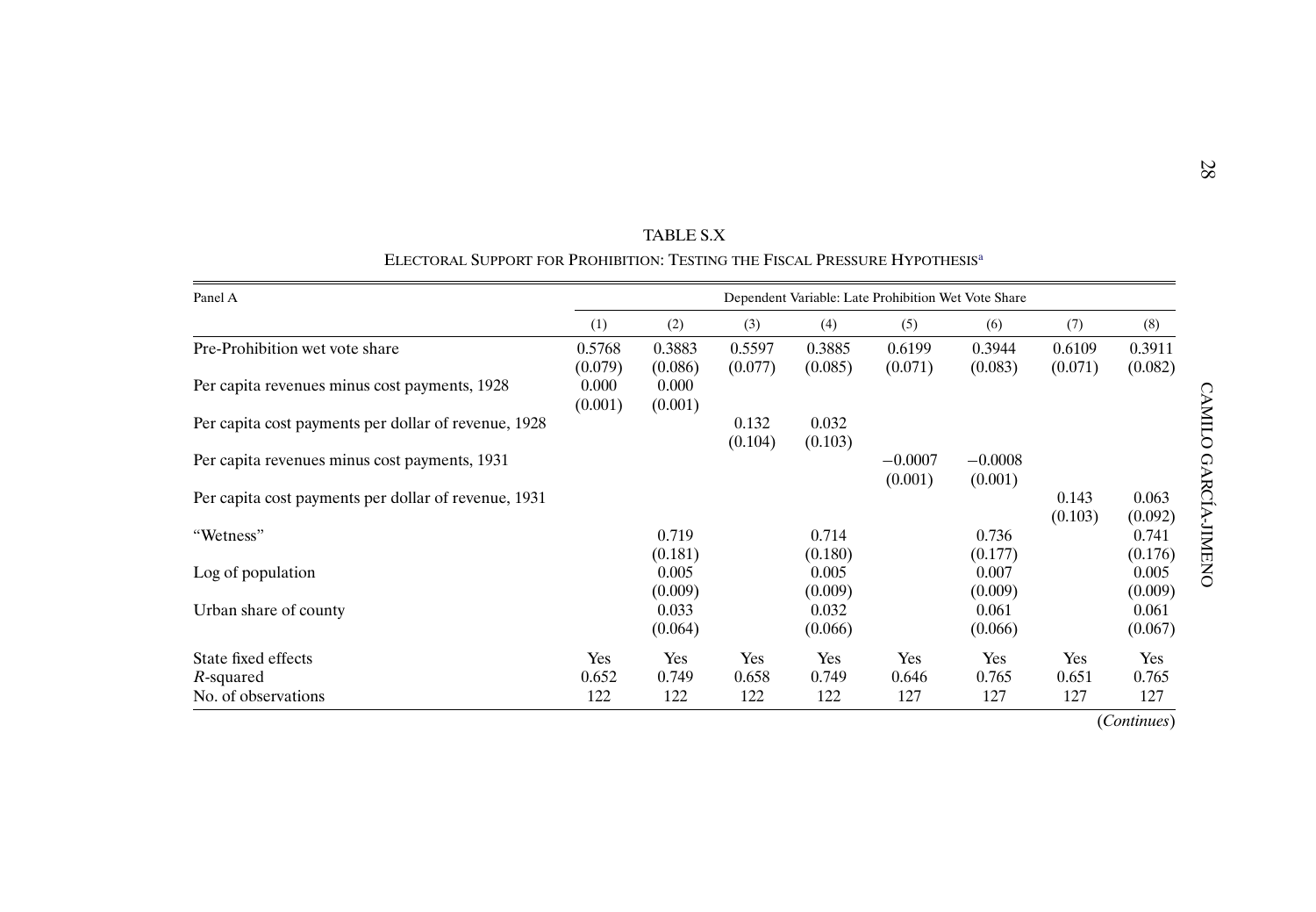TABLE S.X

ELECTORAL SUPPORT FOR PROHIBITION: TESTING THE FISCAL PRESSURE HYPOTHESIS[a]

| Panel A | Dependent Variable: Late Prohibition Wet Vote Share | | | | | | | |
|---|---|---|---|---|---|---|---|---|
| | (1) | (2) | (3) | (4) | (5) | (6) | (7) | (8) |
| Pre-Prohibition wet vote share | 0.5768 | 0.3883 | 0.5597 | 0.3885 | 0.6199 | 0.3944 | 0.6109 | 0.3911 |
| | (0.079) | (0.086) | (0.077) | (0.085) | (0.071) | (0.083) | (0.071) | (0.082) |
| Per capita revenues minus cost payments, 1928 | 0.000 | 0.000 | | | | | | |
| | (0.001) | (0.001) | | | | | | |
| Per capita cost payments per dollar of revenue, 1928 | | | 0.132 | 0.032 | | | | |
| | | | (0.104) | (0.103) | | | | |
| Per capita revenues minus cost payments, 1931 | | | | | −0.0007 | −0.0008 | | |
| | | | | | (0.001) | (0.001) | | |
| Per capita cost payments per dollar of revenue, 1931 | | | | | | | 0.143 | 0.063 |
| | | | | | | | (0.103) | (0.092) |
| "Wetness" | | 0.719 | | 0.714 | | 0.736 | | 0.741 |
| | | (0.181) | | (0.180) | | (0.177) | | (0.176) |
| Log of population | | 0.005 | | 0.005 | | 0.007 | | 0.005 |
| | | (0.009) | | (0.009) | | (0.009) | | (0.009) |
| Urban share of county | | 0.033 | | 0.032 | | 0.061 | | 0.061 |
| | | (0.064) | | (0.066) | | (0.066) | | (0.067) |
| State fixed effects | Yes | Yes | Yes | Yes | Yes | Yes | Yes | Yes |
| *R*-squared | 0.652 | 0.749 | 0.658 | 0.749 | 0.646 | 0.765 | 0.651 | 0.765 |
| No. of observations | 122 | 122 | 122 | 122 | 127 | 127 | 127 | 127 |

(*Continues*)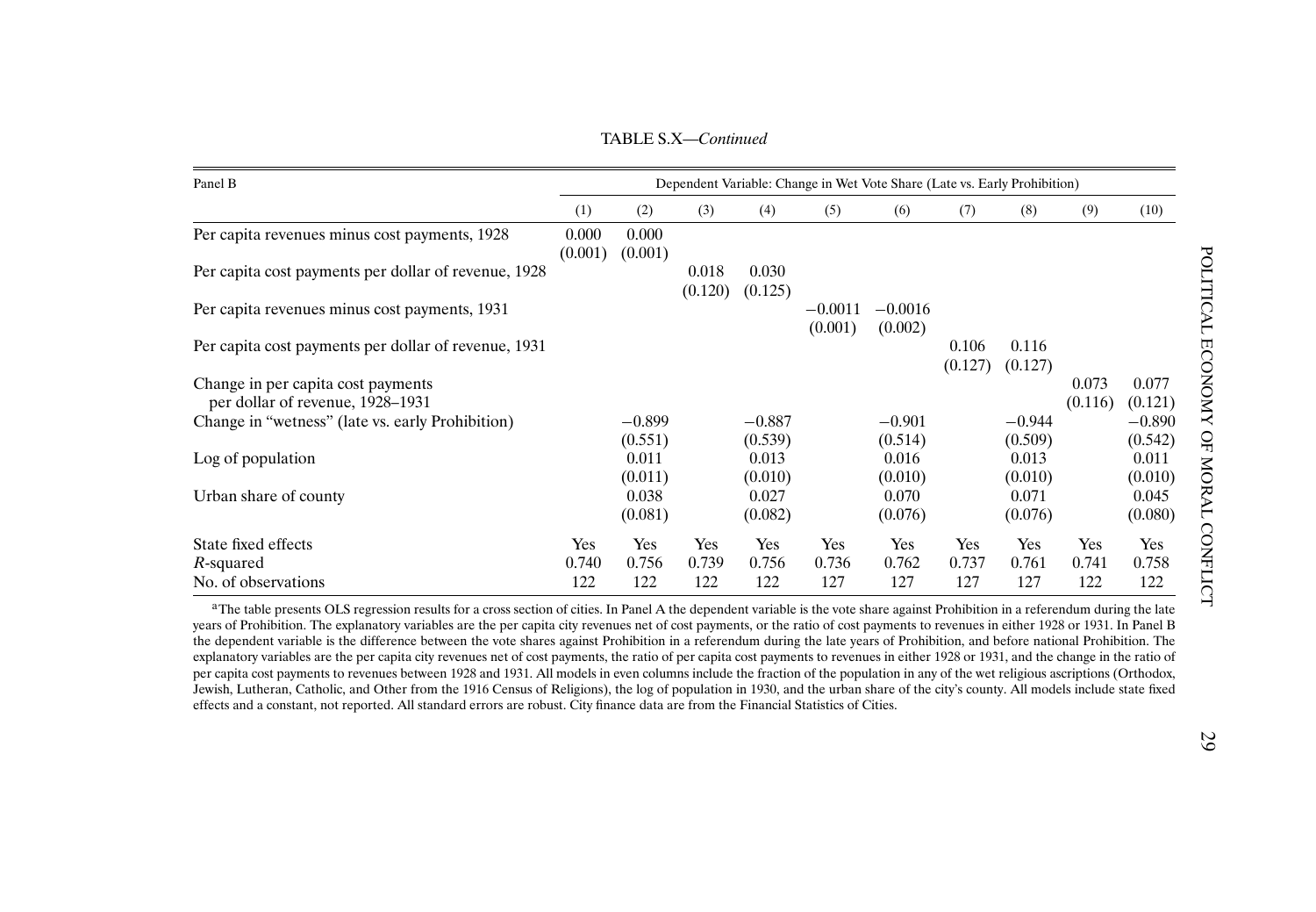TABLE S.X—*Continued*

| Panel B | Dependent Variable: Change in Wet Vote Share (Late vs. Early Prohibition) | | | | | | | | | |
|---|---|---|---|---|---|---|---|---|---|---|
| | (1) | (2) | (3) | (4) | (5) | (6) | (7) | (8) | (9) | (10) |
| Per capita revenues minus cost payments, 1928 | 0.000 | 0.000 | | | | | | | | |
| | (0.001) | (0.001) | | | | | | | | |
| Per capita cost payments per dollar of revenue, 1928 | | | 0.018 | 0.030 | | | | | | |
| | | | (0.120) | (0.125) | | | | | | |
| Per capita revenues minus cost payments, 1931 | | | | | −0.0011 | −0.0016 | | | | |
| | | | | | (0.001) | (0.002) | | | | |
| Per capita cost payments per dollar of revenue, 1931 | | | | | | | 0.106 | 0.116 | | |
| | | | | | | | (0.127) | (0.127) | | |
| Change in per capita cost payments per dollar of revenue, 1928–1931 | | | | | | | | | 0.073 | 0.077 |
| | | | | | | | | | (0.116) | (0.121) |
| Change in "wetness" (late vs. early Prohibition) | | −0.899 | | −0.887 | | −0.901 | | −0.944 | | −0.890 |
| | | (0.551) | | (0.539) | | (0.514) | | (0.509) | | (0.542) |
| Log of population | | 0.011 | | 0.013 | | 0.016 | | 0.013 | | 0.011 |
| | | (0.011) | | (0.010) | | (0.010) | | (0.010) | | (0.010) |
| Urban share of county | | 0.038 | | 0.027 | | 0.070 | | 0.071 | | 0.045 |
| | | (0.081) | | (0.082) | | (0.076) | | (0.076) | | (0.080) |
| State fixed effects | Yes | Yes | Yes | Yes | Yes | Yes | Yes | Yes | Yes | Yes |
| *R*-squared | 0.740 | 0.756 | 0.739 | 0.756 | 0.736 | 0.762 | 0.737 | 0.761 | 0.741 | 0.758 |
| No. of observations | 122 | 122 | 122 | 122 | 127 | 127 | 127 | 127 | 122 | 122 |

[a]The table presents OLS regression results for a cross section of cities. In Panel A the dependent variable is the vote share against Prohibition in a referendum during the late years of Prohibition. The explanatory variables are the per capita city revenues net of cost payments, or the ratio of cost payments to revenues in either 1928 or 1931. In Panel B the dependent variable is the difference between the vote shares against Prohibition in a referendum during the late years of Prohibition, and before national Prohibition. The explanatory variables are the per capita city revenues net of cost payments, the ratio of per capita cost payments to revenues in either 1928 or 1931, and the change in the ratio of per capita cost payments to revenues between 1928 and 1931. All models in even columns include the fraction of the population in any of the wet religious ascriptions (Orthodox, Jewish, Lutheran, Catholic, and Other from the 1916 Census of Religions), the log of population in 1930, and the urban share of the city's county. All models include state fixed effects and a constant, not reported. All standard errors are robust. City finance data are from the Financial Statistics of Cities.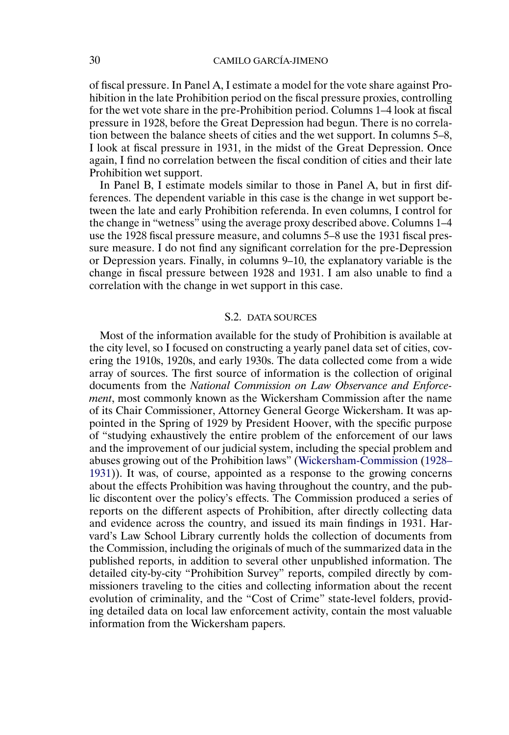of fiscal pressure. In Panel A, I estimate a model for the vote share against Prohibition in the late Prohibition period on the fiscal pressure proxies, controlling for the wet vote share in the pre-Prohibition period. Columns 1–4 look at fiscal pressure in 1928, before the Great Depression had begun. There is no correlation between the balance sheets of cities and the wet support. In columns 5–8, I look at fiscal pressure in 1931, in the midst of the Great Depression. Once again, I find no correlation between the fiscal condition of cities and their late Prohibition wet support.

In Panel B, I estimate models similar to those in Panel A, but in first differences. The dependent variable in this case is the change in wet support between the late and early Prohibition referenda. In even columns, I control for the change in "wetness" using the average proxy described above. Columns 1–4 use the 1928 fiscal pressure measure, and columns 5–8 use the 1931 fiscal pressure measure. I do not find any significant correlation for the pre-Depression or Depression years. Finally, in columns 9–10, the explanatory variable is the change in fiscal pressure between 1928 and 1931. I am also unable to find a correlation with the change in wet support in this case.

## S.2. DATA SOURCES

Most of the information available for the study of Prohibition is available at the city level, so I focused on constructing a yearly panel data set of cities, covering the 1910s, 1920s, and early 1930s. The data collected come from a wide array of sources. The first source of information is the collection of original documents from the *National Commission on Law Observance and Enforcement*, most commonly known as the Wickersham Commission after the name of its Chair Commissioner, Attorney General George Wickersham. It was appointed in the Spring of 1929 by President Hoover, with the specific purpose of "studying exhaustively the entire problem of the enforcement of our laws and the improvement of our judicial system, including the special problem and abuses growing out of the Prohibition laws" (Wickersham-Commission (1928–1931)). It was, of course, appointed as a response to the growing concerns about the effects Prohibition was having throughout the country, and the public discontent over the policy's effects. The Commission produced a series of reports on the different aspects of Prohibition, after directly collecting data and evidence across the country, and issued its main findings in 1931. Harvard's Law School Library currently holds the collection of documents from the Commission, including the originals of much of the summarized data in the published reports, in addition to several other unpublished information. The detailed city-by-city "Prohibition Survey" reports, compiled directly by commissioners traveling to the cities and collecting information about the recent evolution of criminality, and the "Cost of Crime" state-level folders, providing detailed data on local law enforcement activity, contain the most valuable information from the Wickersham papers.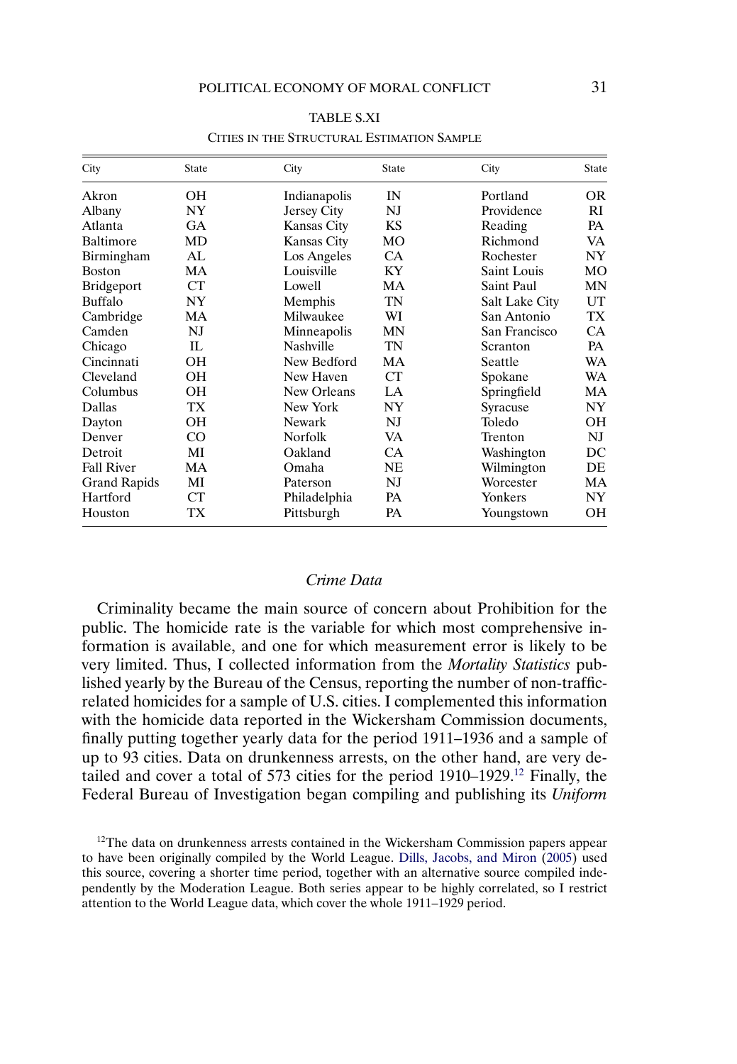TABLE S.XI

CITIES IN THE STRUCTURAL ESTIMATION SAMPLE

| City | State | City | State | City | State |
|---|---|---|---|---|---|
| Akron | OH | Indianapolis | IN | Portland | OR |
| Albany | NY | Jersey City | NJ | Providence | RI |
| Atlanta | GA | Kansas City | KS | Reading | PA |
| Baltimore | MD | Kansas City | MO | Richmond | VA |
| Birmingham | AL | Los Angeles | CA | Rochester | NY |
| Boston | MA | Louisville | KY | Saint Louis | MO |
| Bridgeport | CT | Lowell | MA | Saint Paul | MN |
| Buffalo | NY | Memphis | TN | Salt Lake City | UT |
| Cambridge | MA | Milwaukee | WI | San Antonio | TX |
| Camden | NJ | Minneapolis | MN | San Francisco | CA |
| Chicago | IL | Nashville | TN | Scranton | PA |
| Cincinnati | OH | New Bedford | MA | Seattle | WA |
| Cleveland | OH | New Haven | CT | Spokane | WA |
| Columbus | OH | New Orleans | LA | Springfield | MA |
| Dallas | TX | New York | NY | Syracuse | NY |
| Dayton | OH | Newark | NJ | Toledo | OH |
| Denver | CO | Norfolk | VA | Trenton | NJ |
| Detroit | MI | Oakland | CA | Washington | DC |
| Fall River | MA | Omaha | NE | Wilmington | DE |
| Grand Rapids | MI | Paterson | NJ | Worcester | MA |
| Hartford | CT | Philadelphia | PA | Yonkers | NY |
| Houston | TX | Pittsburgh | PA | Youngstown | OH |

### *Crime Data*

Criminality became the main source of concern about Prohibition for the public. The homicide rate is the variable for which most comprehensive information is available, and one for which measurement error is likely to be very limited. Thus, I collected information from the *Mortality Statistics* published yearly by the Bureau of the Census, reporting the number of non-traffic-related homicides for a sample of U.S. cities. I complemented this information with the homicide data reported in the Wickersham Commission documents, finally putting together yearly data for the period 1911–1936 and a sample of up to 93 cities. Data on drunkenness arrests, on the other hand, are very detailed and cover a total of 573 cities for the period 1910–1929.[12] Finally, the Federal Bureau of Investigation began compiling and publishing its *Uniform*

[12]The data on drunkenness arrests contained in the Wickersham Commission papers appear to have been originally compiled by the World League. Dills, Jacobs, and Miron (2005) used this source, covering a shorter time period, together with an alternative source compiled independently by the Moderation League. Both series appear to be highly correlated, so I restrict attention to the World League data, which cover the whole 1911–1929 period.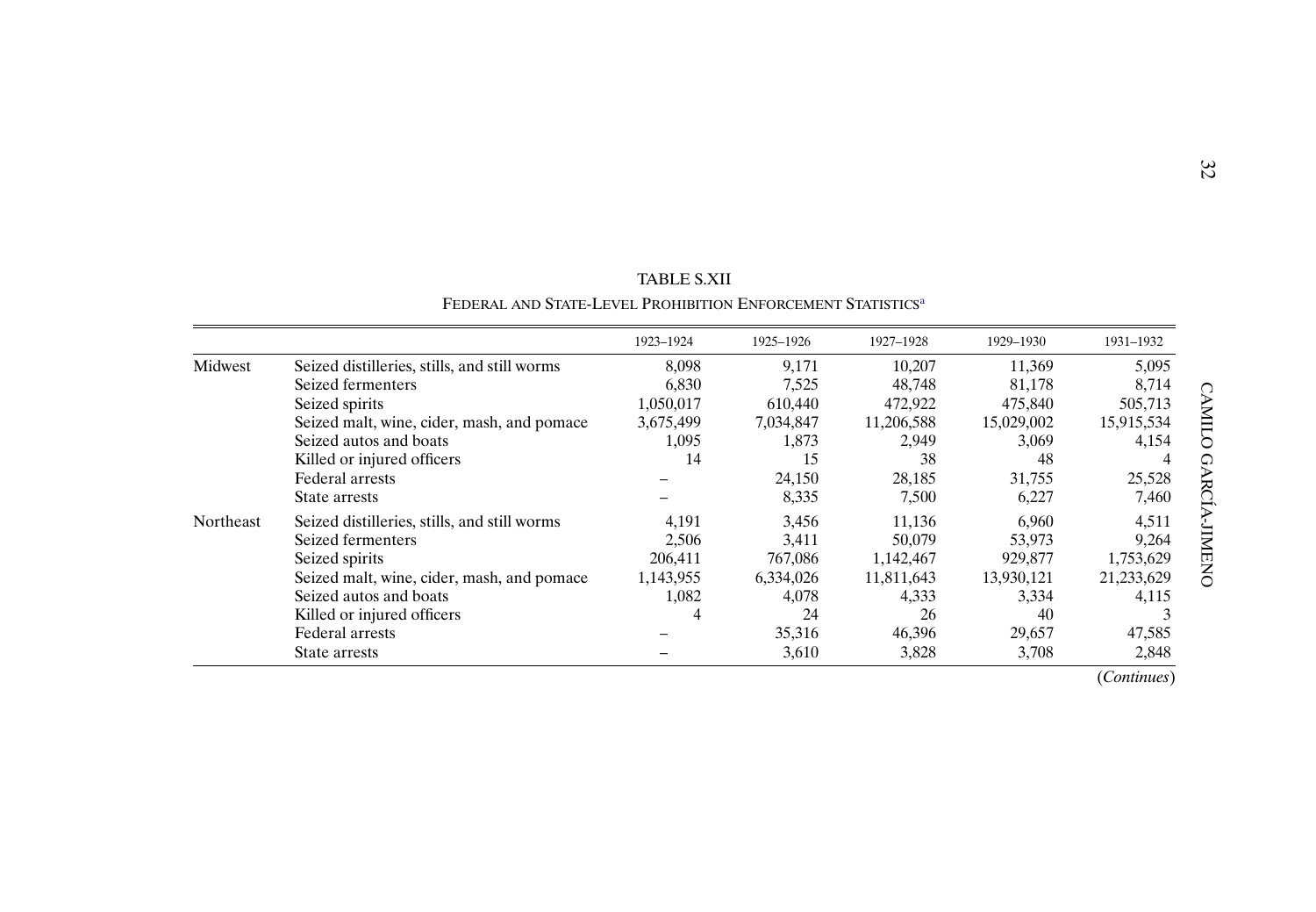TABLE S.XII

FEDERAL AND STATE-LEVEL PROHIBITION ENFORCEMENT STATISTICS[a]

| | | 1923–1924 | 1925–1926 | 1927–1928 | 1929–1930 | 1931–1932 |
|---|---|---|---|---|---|---|
| Midwest | Seized distilleries, stills, and still worms | 8,098 | 9,171 | 10,207 | 11,369 | 5,095 |
| | Seized fermenters | 6,830 | 7,525 | 48,748 | 81,178 | 8,714 |
| | Seized spirits | 1,050,017 | 610,440 | 472,922 | 475,840 | 505,713 |
| | Seized malt, wine, cider, mash, and pomace | 3,675,499 | 7,034,847 | 11,206,588 | 15,029,002 | 15,915,534 |
| | Seized autos and boats | 1,095 | 1,873 | 2,949 | 3,069 | 4,154 |
| | Killed or injured officers | 14 | 15 | 38 | 48 | 4 |
| | Federal arrests | – | 24,150 | 28,185 | 31,755 | 25,528 |
| | State arrests | – | 8,335 | 7,500 | 6,227 | 7,460 |
| Northeast | Seized distilleries, stills, and still worms | 4,191 | 3,456 | 11,136 | 6,960 | 4,511 |
| | Seized fermenters | 2,506 | 3,411 | 50,079 | 53,973 | 9,264 |
| | Seized spirits | 206,411 | 767,086 | 1,142,467 | 929,877 | 1,753,629 |
| | Seized malt, wine, cider, mash, and pomace | 1,143,955 | 6,334,026 | 11,811,643 | 13,930,121 | 21,233,629 |
| | Seized autos and boats | 1,082 | 4,078 | 4,333 | 3,334 | 4,115 |
| | Killed or injured officers | 4 | 24 | 26 | 40 | 3 |
| | Federal arrests | – | 35,316 | 46,396 | 29,657 | 47,585 |
| | State arrests | – | 3,610 | 3,828 | 3,708 | 2,848 |

(*Continues*)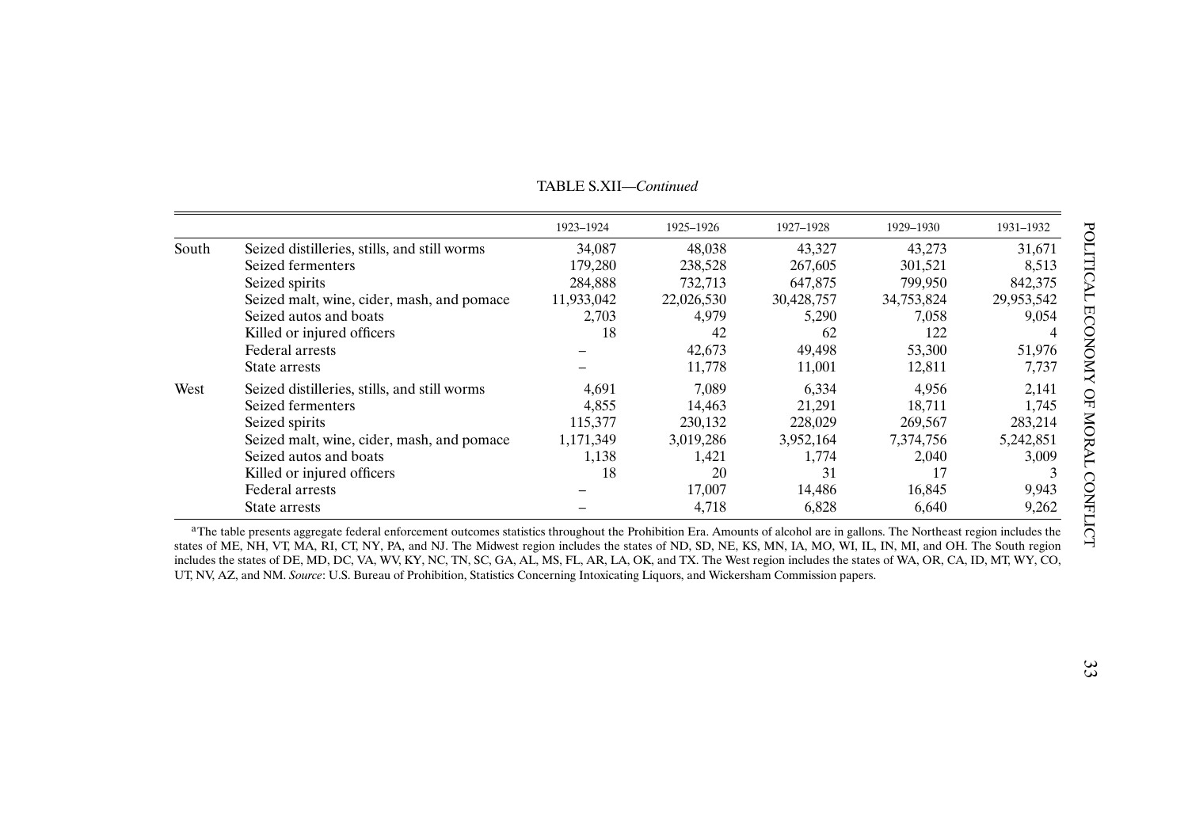TABLE S.XII—*Continued*

| | | 1923–1924 | 1925–1926 | 1927–1928 | 1929–1930 | 1931–1932 |
|---|---|---|---|---|---|---|
| South | Seized distilleries, stills, and still worms | 34,087 | 48,038 | 43,327 | 43,273 | 31,671 |
| | Seized fermenters | 179,280 | 238,528 | 267,605 | 301,521 | 8,513 |
| | Seized spirits | 284,888 | 732,713 | 647,875 | 799,950 | 842,375 |
| | Seized malt, wine, cider, mash, and pomace | 11,933,042 | 22,026,530 | 30,428,757 | 34,753,824 | 29,953,542 |
| | Seized autos and boats | 2,703 | 4,979 | 5,290 | 7,058 | 9,054 |
| | Killed or injured officers | 18 | 42 | 62 | 122 | 4 |
| | Federal arrests | – | 42,673 | 49,498 | 53,300 | 51,976 |
| | State arrests | – | 11,778 | 11,001 | 12,811 | 7,737 |
| West | Seized distilleries, stills, and still worms | 4,691 | 7,089 | 6,334 | 4,956 | 2,141 |
| | Seized fermenters | 4,855 | 14,463 | 21,291 | 18,711 | 1,745 |
| | Seized spirits | 115,377 | 230,132 | 228,029 | 269,567 | 283,214 |
| | Seized malt, wine, cider, mash, and pomace | 1,171,349 | 3,019,286 | 3,952,164 | 7,374,756 | 5,242,851 |
| | Seized autos and boats | 1,138 | 1,421 | 1,774 | 2,040 | 3,009 |
| | Killed or injured officers | 18 | 20 | 31 | 17 | 3 |
| | Federal arrests | – | 17,007 | 14,486 | 16,845 | 9,943 |
| | State arrests | – | 4,718 | 6,828 | 6,640 | 9,262 |

[a]The table presents aggregate federal enforcement outcomes statistics throughout the Prohibition Era. Amounts of alcohol are in gallons. The Northeast region includes the states of ME, NH, VT, MA, RI, CT, NY, PA, and NJ. The Midwest region includes the states of ND, SD, NE, KS, MN, IA, MO, WI, IL, IN, MI, and OH. The South region includes the states of DE, MD, DC, VA, WV, KY, NC, TN, SC, GA, AL, MS, FL, AR, LA, OK, and TX. The West region includes the states of WA, OR, CA, ID, MT, WY, CO, UT, NV, AZ, and NM. *Source*: U.S. Bureau of Prohibition, Statistics Concerning Intoxicating Liquors, and Wickersham Commission papers.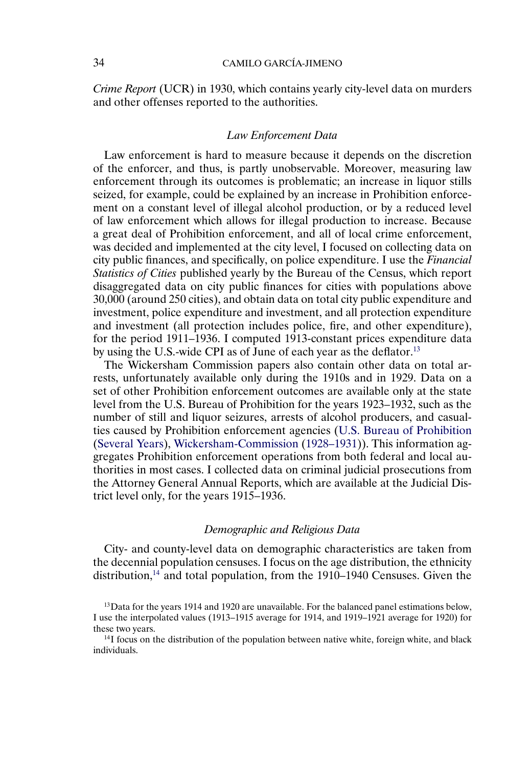*Crime Report* (UCR) in 1930, which contains yearly city-level data on murders and other offenses reported to the authorities.

### *Law Enforcement Data*

Law enforcement is hard to measure because it depends on the discretion of the enforcer, and thus, is partly unobservable. Moreover, measuring law enforcement through its outcomes is problematic; an increase in liquor stills seized, for example, could be explained by an increase in Prohibition enforcement on a constant level of illegal alcohol production, or by a reduced level of law enforcement which allows for illegal production to increase. Because a great deal of Prohibition enforcement, and all of local crime enforcement, was decided and implemented at the city level, I focused on collecting data on city public finances, and specifically, on police expenditure. I use the *Financial Statistics of Cities* published yearly by the Bureau of the Census, which report disaggregated data on city public finances for cities with populations above 30,000 (around 250 cities), and obtain data on total city public expenditure and investment, police expenditure and investment, and all protection expenditure and investment (all protection includes police, fire, and other expenditure), for the period 1911–1936. I computed 1913-constant prices expenditure data by using the U.S.-wide CPI as of June of each year as the deflator.[13]

The Wickersham Commission papers also contain other data on total arrests, unfortunately available only during the 1910s and in 1929. Data on a set of other Prohibition enforcement outcomes are available only at the state level from the U.S. Bureau of Prohibition for the years 1923–1932, such as the number of still and liquor seizures, arrests of alcohol producers, and casualties caused by Prohibition enforcement agencies (U.S. Bureau of Prohibition (Several Years), Wickersham-Commission (1928–1931)). This information aggregates Prohibition enforcement operations from both federal and local authorities in most cases. I collected data on criminal judicial prosecutions from the Attorney General Annual Reports, which are available at the Judicial District level only, for the years 1915–1936.

### *Demographic and Religious Data*

City- and county-level data on demographic characteristics are taken from the decennial population censuses. I focus on the age distribution, the ethnicity distribution,[14] and total population, from the 1910–1940 Censuses. Given the

---

[13] Data for the years 1914 and 1920 are unavailable. For the balanced panel estimations below, I use the interpolated values (1913–1915 average for 1914, and 1919–1921 average for 1920) for these two years.

[14] I focus on the distribution of the population between native white, foreign white, and black individuals.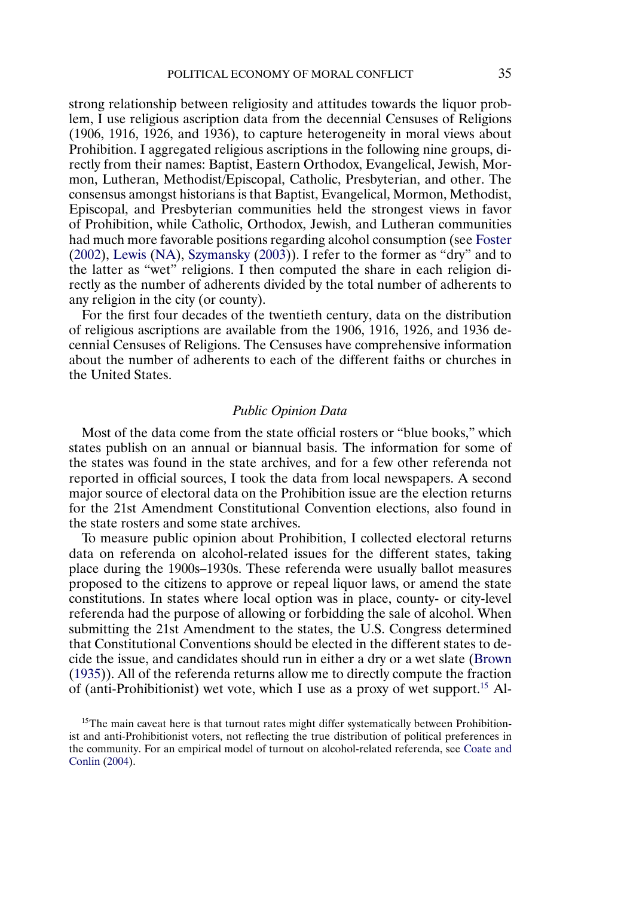strong relationship between religiosity and attitudes towards the liquor problem, I use religious ascription data from the decennial Censuses of Religions (1906, 1916, 1926, and 1936), to capture heterogeneity in moral views about Prohibition. I aggregated religious ascriptions in the following nine groups, directly from their names: Baptist, Eastern Orthodox, Evangelical, Jewish, Mormon, Lutheran, Methodist/Episcopal, Catholic, Presbyterian, and other. The consensus amongst historians is that Baptist, Evangelical, Mormon, Methodist, Episcopal, and Presbyterian communities held the strongest views in favor of Prohibition, while Catholic, Orthodox, Jewish, and Lutheran communities had much more favorable positions regarding alcohol consumption (see Foster (2002), Lewis (NA), Szymansky (2003)). I refer to the former as "dry" and to the latter as "wet" religions. I then computed the share in each religion directly as the number of adherents divided by the total number of adherents to any religion in the city (or county).

For the first four decades of the twentieth century, data on the distribution of religious ascriptions are available from the 1906, 1916, 1926, and 1936 decennial Censuses of Religions. The Censuses have comprehensive information about the number of adherents to each of the different faiths or churches in the United States.

### *Public Opinion Data*

Most of the data come from the state official rosters or "blue books," which states publish on an annual or biannual basis. The information for some of the states was found in the state archives, and for a few other referenda not reported in official sources, I took the data from local newspapers. A second major source of electoral data on the Prohibition issue are the election returns for the 21st Amendment Constitutional Convention elections, also found in the state rosters and some state archives.

To measure public opinion about Prohibition, I collected electoral returns data on referenda on alcohol-related issues for the different states, taking place during the 1900s–1930s. These referenda were usually ballot measures proposed to the citizens to approve or repeal liquor laws, or amend the state constitutions. In states where local option was in place, county- or city-level referenda had the purpose of allowing or forbidding the sale of alcohol. When submitting the 21st Amendment to the states, the U.S. Congress determined that Constitutional Conventions should be elected in the different states to decide the issue, and candidates should run in either a dry or a wet slate (Brown (1935)). All of the referenda returns allow me to directly compute the fraction of (anti-Prohibitionist) wet vote, which I use as a proxy of wet support.[15] Al-

[15]The main caveat here is that turnout rates might differ systematically between Prohibitionist and anti-Prohibitionist voters, not reflecting the true distribution of political preferences in the community. For an empirical model of turnout on alcohol-related referenda, see Coate and Conlin (2004).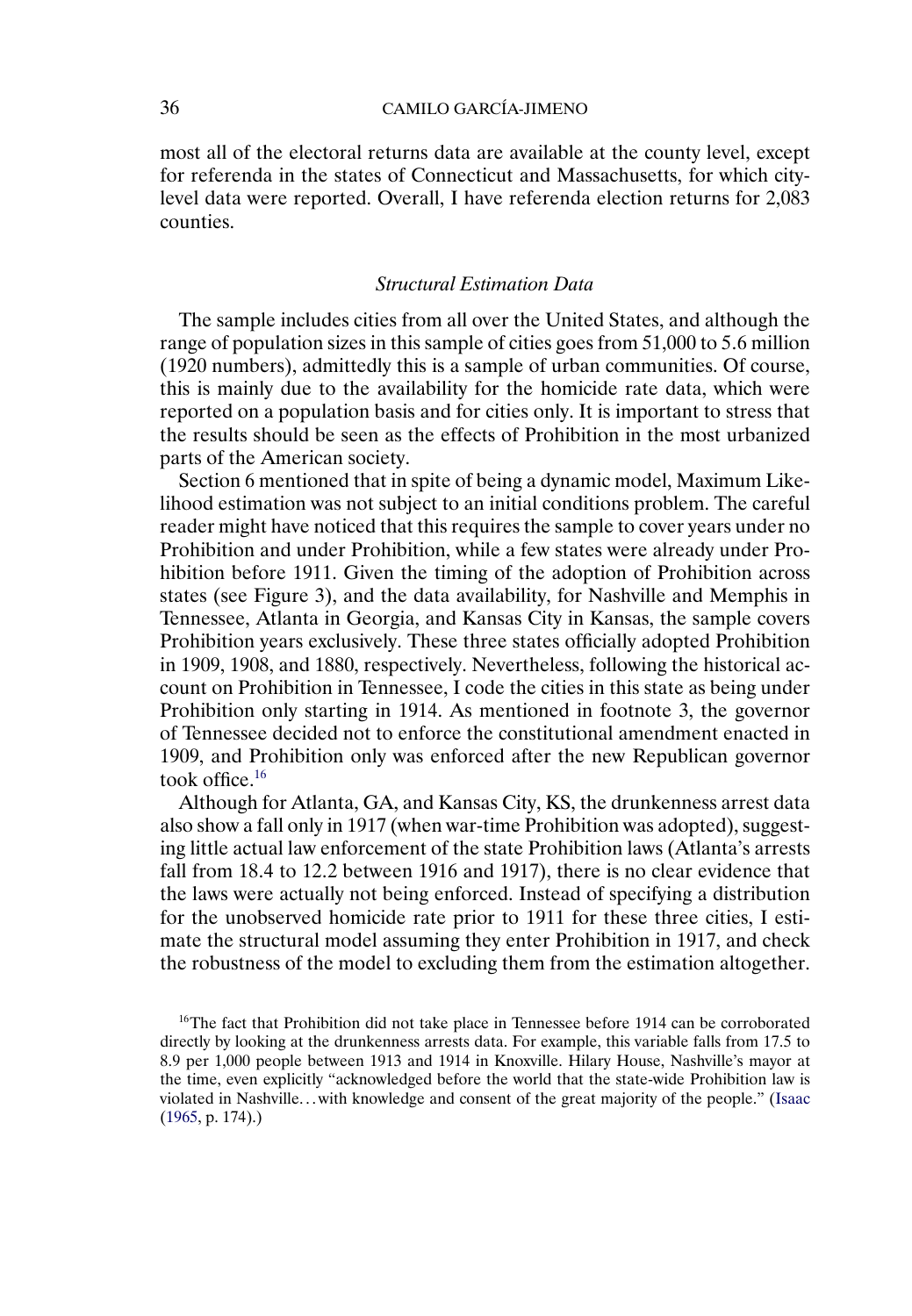most all of the electoral returns data are available at the county level, except for referenda in the states of Connecticut and Massachusetts, for which city-level data were reported. Overall, I have referenda election returns for 2,083 counties.

### *Structural Estimation Data*

The sample includes cities from all over the United States, and although the range of population sizes in this sample of cities goes from 51,000 to 5.6 million (1920 numbers), admittedly this is a sample of urban communities. Of course, this is mainly due to the availability for the homicide rate data, which were reported on a population basis and for cities only. It is important to stress that the results should be seen as the effects of Prohibition in the most urbanized parts of the American society.

Section 6 mentioned that in spite of being a dynamic model, Maximum Likelihood estimation was not subject to an initial conditions problem. The careful reader might have noticed that this requires the sample to cover years under no Prohibition and under Prohibition, while a few states were already under Prohibition before 1911. Given the timing of the adoption of Prohibition across states (see Figure 3), and the data availability, for Nashville and Memphis in Tennessee, Atlanta in Georgia, and Kansas City in Kansas, the sample covers Prohibition years exclusively. These three states officially adopted Prohibition in 1909, 1908, and 1880, respectively. Nevertheless, following the historical account on Prohibition in Tennessee, I code the cities in this state as being under Prohibition only starting in 1914. As mentioned in footnote 3, the governor of Tennessee decided not to enforce the constitutional amendment enacted in 1909, and Prohibition only was enforced after the new Republican governor took office.[16]

Although for Atlanta, GA, and Kansas City, KS, the drunkenness arrest data also show a fall only in 1917 (when war-time Prohibition was adopted), suggesting little actual law enforcement of the state Prohibition laws (Atlanta's arrests fall from 18.4 to 12.2 between 1916 and 1917), there is no clear evidence that the laws were actually not being enforced. Instead of specifying a distribution for the unobserved homicide rate prior to 1911 for these three cities, I estimate the structural model assuming they enter Prohibition in 1917, and check the robustness of the model to excluding them from the estimation altogether.

[16]The fact that Prohibition did not take place in Tennessee before 1914 can be corroborated directly by looking at the drunkenness arrests data. For example, this variable falls from 17.5 to 8.9 per 1,000 people between 1913 and 1914 in Knoxville. Hilary House, Nashville's mayor at the time, even explicitly "acknowledged before the world that the state-wide Prohibition law is violated in Nashville…with knowledge and consent of the great majority of the people." (Isaac (1965, p. 174).)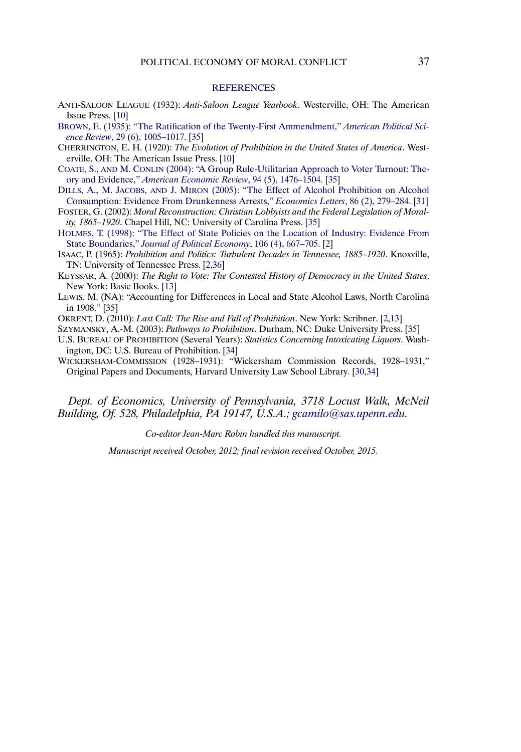## REFERENCES

ANTI-SALOON LEAGUE (1932): *Anti-Saloon League Yearbook*. Westerville, OH: The American Issue Press. [10]

BROWN, E. (1935): "The Ratification of the Twenty-First Ammendment," *American Political Science Review*, 29 (6), 1005–1017. [35]

CHERRINGTON, E. H. (1920): *The Evolution of Prohibition in the United States of America*. Westerville, OH: The American Issue Press. [10]

COATE, S., AND M. CONLIN (2004): "A Group Rule-Utilitarian Approach to Voter Turnout: Theory and Evidence," *American Economic Review*, 94 (5), 1476–1504. [35]

DILLS, A., M. JACOBS, AND J. MIRON (2005): "The Effect of Alcohol Prohibition on Alcohol Consumption: Evidence From Drunkenness Arrests," *Economics Letters*, 86 (2), 279–284. [31]

FOSTER, G. (2002): *Moral Reconstruction: Christian Lobbyists and the Federal Legislation of Morality, 1865–1920*. Chapel Hill, NC: University of Carolina Press. [35]

HOLMES, T. (1998): "The Effect of State Policies on the Location of Industry: Evidence From State Boundaries," *Journal of Political Economy*, 106 (4), 667–705. [2]

ISAAC, P. (1965): *Prohibition and Politics: Turbulent Decades in Tennessee, 1885–1920*. Knoxville, TN: University of Tennessee Press. [2,36]

KEYSSAR, A. (2000): *The Right to Vote: The Contested History of Democracy in the United States*. New York: Basic Books. [13]

LEWIS, M. (NA): "Accounting for Differences in Local and State Alcohol Laws, North Carolina in 1908." [35]

OKRENT, D. (2010): *Last Call: The Rise and Fall of Prohibition*. New York: Scribner. [2,13]

SZYMANSKY, A.-M. (2003): *Pathways to Prohibition*. Durham, NC: Duke University Press. [35]

U.S. BUREAU OF PROHIBITION (Several Years): *Statistics Concerning Intoxicating Liquors*. Washington, DC: U.S. Bureau of Prohibition. [34]

WICKERSHAM-COMMISSION (1928–1931): "Wickersham Commission Records, 1928–1931," Original Papers and Documents, Harvard University Law School Library. [30,34]

*Dept. of Economics, University of Pennsylvania, 3718 Locust Walk, McNeil Building, Of. 528, Philadelphia, PA 19147, U.S.A.; gcamilo@sas.upenn.edu.*

*Co-editor Jean-Marc Robin handled this manuscript.*

*Manuscript received October, 2012; final revision received October, 2015.*